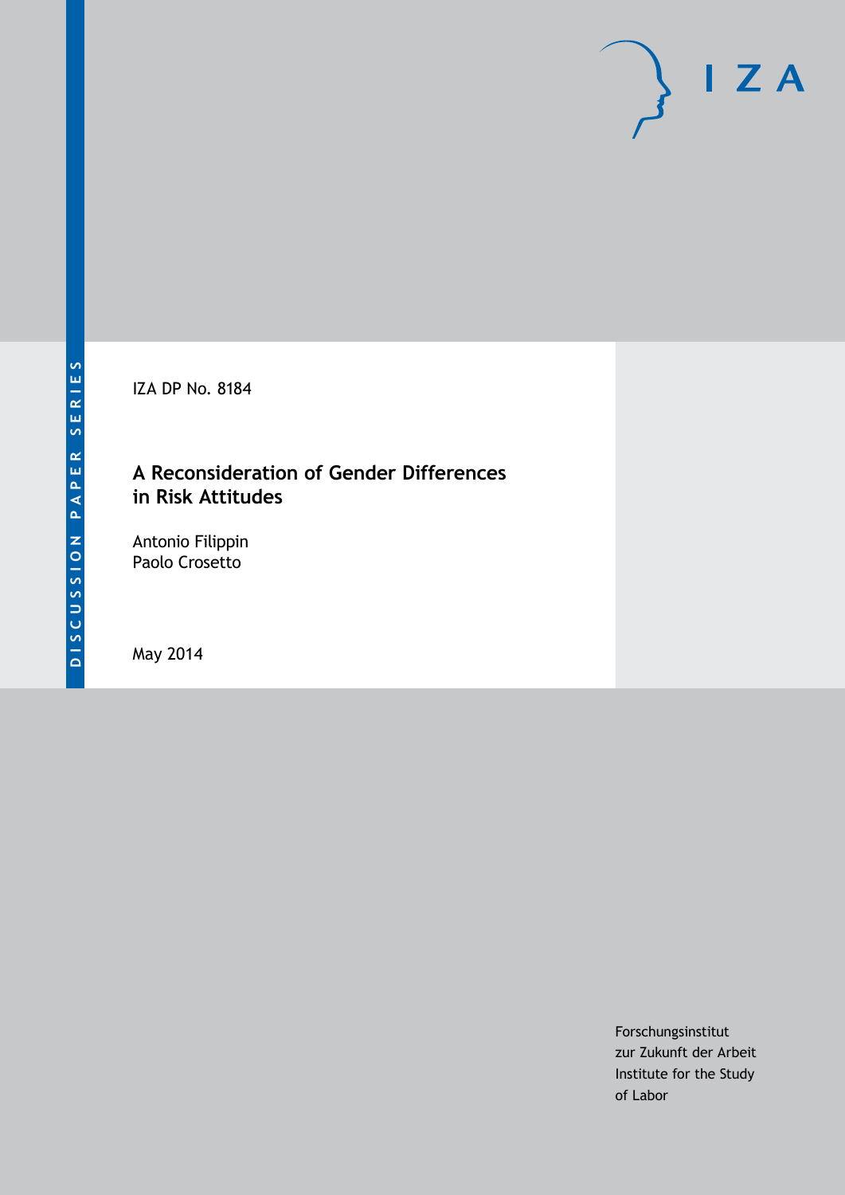DISCUSSION PAPER SERIES

IZA DP No. 8184

# A Reconsideration of Gender Differences in Risk Attitudes

Antonio Filippin
Paolo Crosetto

May 2014

Forschungsinstitut
zur Zukunft der Arbeit
Institute for the Study
of Labor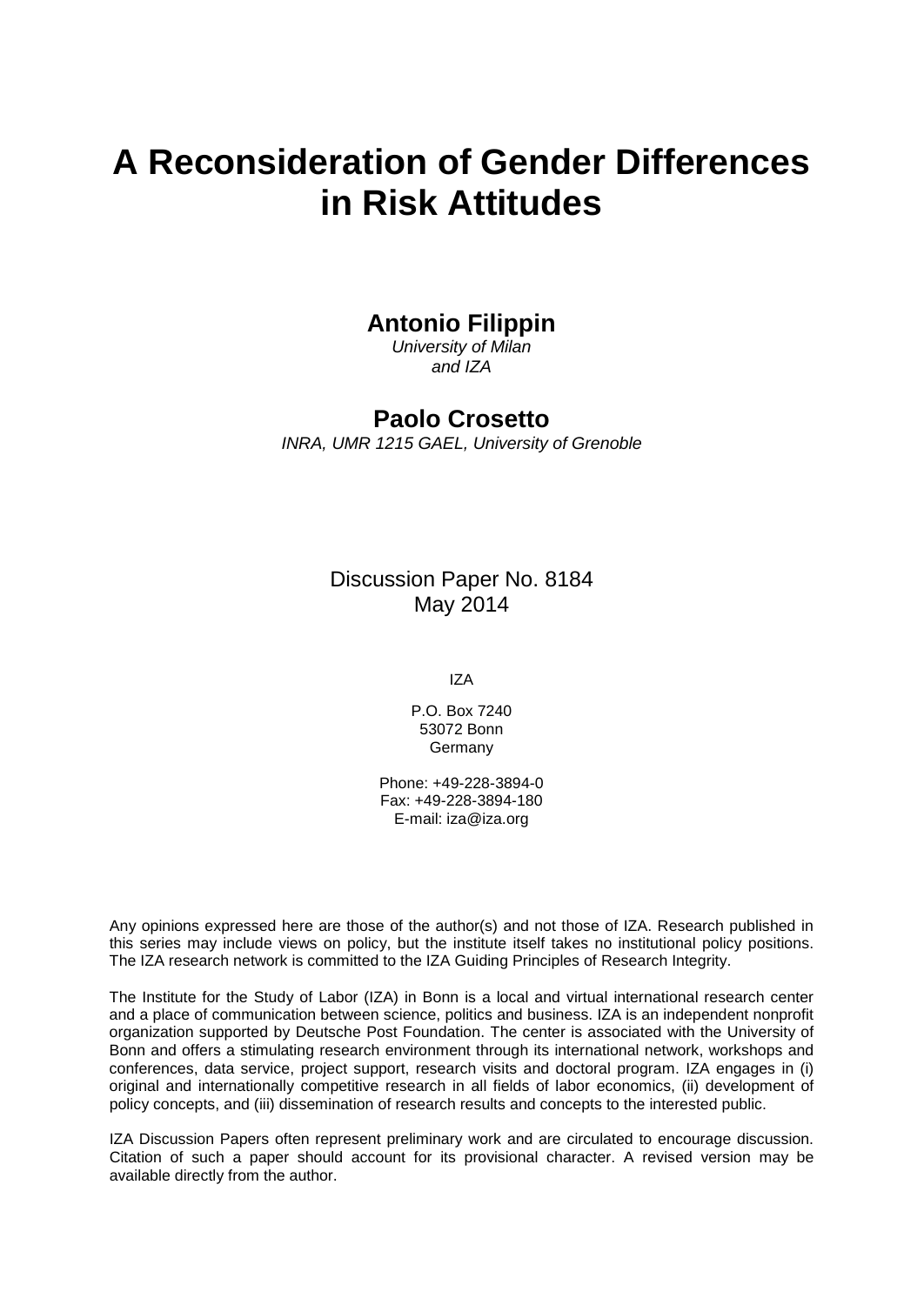# A Reconsideration of Gender Differences in Risk Attitudes

**Antonio Filippin**
*University of Milan*
*and IZA*

**Paolo Crosetto**
*INRA, UMR 1215 GAEL, University of Grenoble*

Discussion Paper No. 8184
May 2014

IZA

P.O. Box 7240
53072 Bonn
Germany

Phone: +49-228-3894-0
Fax: +49-228-3894-180
E-mail: iza@iza.org

Any opinions expressed here are those of the author(s) and not those of IZA. Research published in this series may include views on policy, but the institute itself takes no institutional policy positions. The IZA research network is committed to the IZA Guiding Principles of Research Integrity.

The Institute for the Study of Labor (IZA) in Bonn is a local and virtual international research center and a place of communication between science, politics and business. IZA is an independent nonprofit organization supported by Deutsche Post Foundation. The center is associated with the University of Bonn and offers a stimulating research environment through its international network, workshops and conferences, data service, project support, research visits and doctoral program. IZA engages in (i) original and internationally competitive research in all fields of labor economics, (ii) development of policy concepts, and (iii) dissemination of research results and concepts to the interested public.

IZA Discussion Papers often represent preliminary work and are circulated to encourage discussion. Citation of such a paper should account for its provisional character. A revised version may be available directly from the author.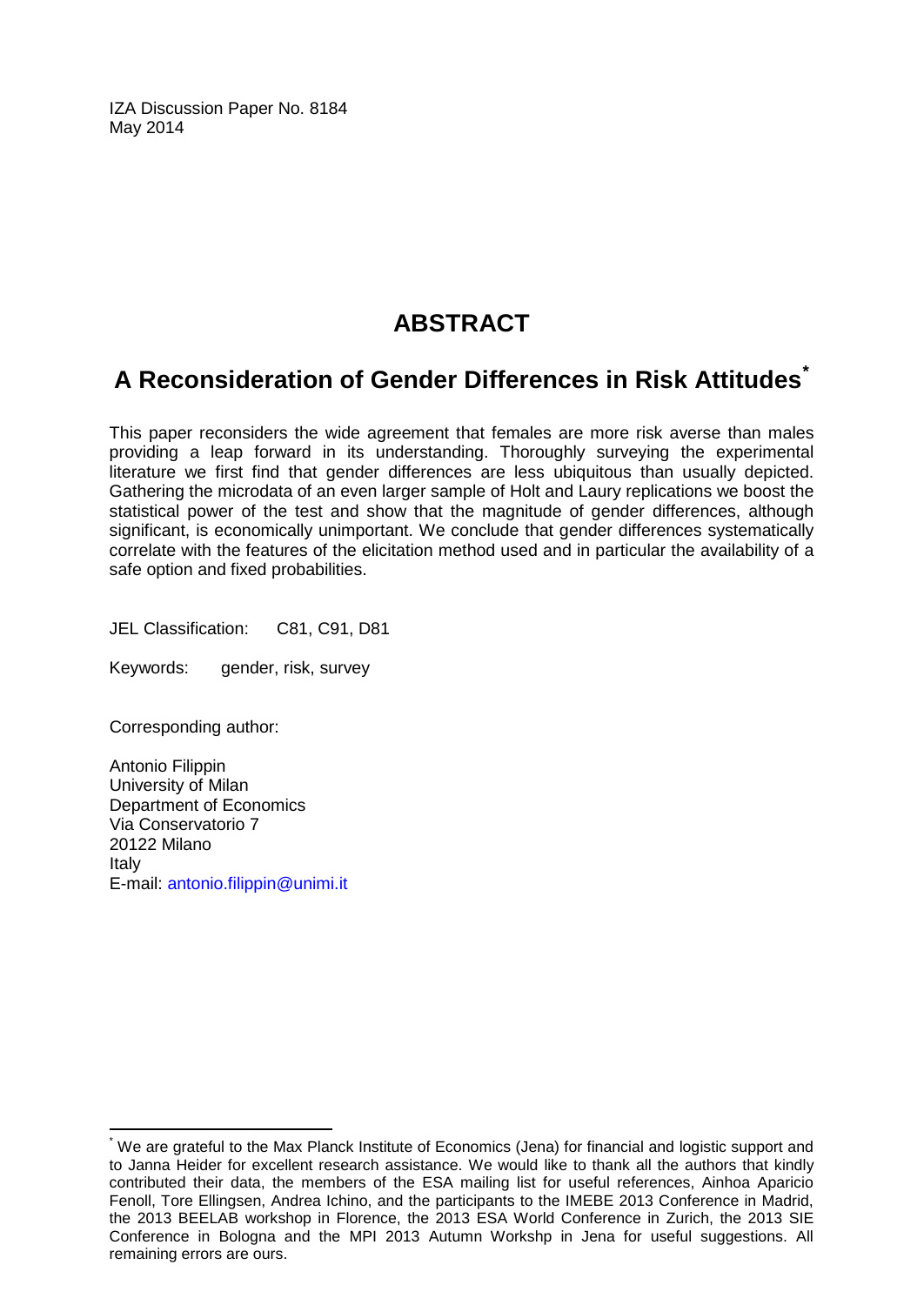IZA Discussion Paper No. 8184
May 2014

# ABSTRACT

## A Reconsideration of Gender Differences in Risk Attitudes[*]

This paper reconsiders the wide agreement that females are more risk averse than males providing a leap forward in its understanding. Thoroughly surveying the experimental literature we first find that gender differences are less ubiquitous than usually depicted. Gathering the microdata of an even larger sample of Holt and Laury replications we boost the statistical power of the test and show that the magnitude of gender differences, although significant, is economically unimportant. We conclude that gender differences systematically correlate with the features of the elicitation method used and in particular the availability of a safe option and fixed probabilities.

JEL Classification: C81, C91, D81

Keywords: gender, risk, survey

Corresponding author:

Antonio Filippin
University of Milan
Department of Economics
Via Conservatorio 7
20122 Milano
Italy
E-mail: antonio.filippin@unimi.it

---

[*] We are grateful to the Max Planck Institute of Economics (Jena) for financial and logistic support and to Janna Heider for excellent research assistance. We would like to thank all the authors that kindly contributed their data, the members of the ESA mailing list for useful references, Ainhoa Aparicio Fenoll, Tore Ellingsen, Andrea Ichino, and the participants to the IMEBE 2013 Conference in Madrid, the 2013 BEELAB workshop in Florence, the 2013 ESA World Conference in Zurich, the 2013 SIE Conference in Bologna and the MPI 2013 Autumn Workshp in Jena for useful suggestions. All remaining errors are ours.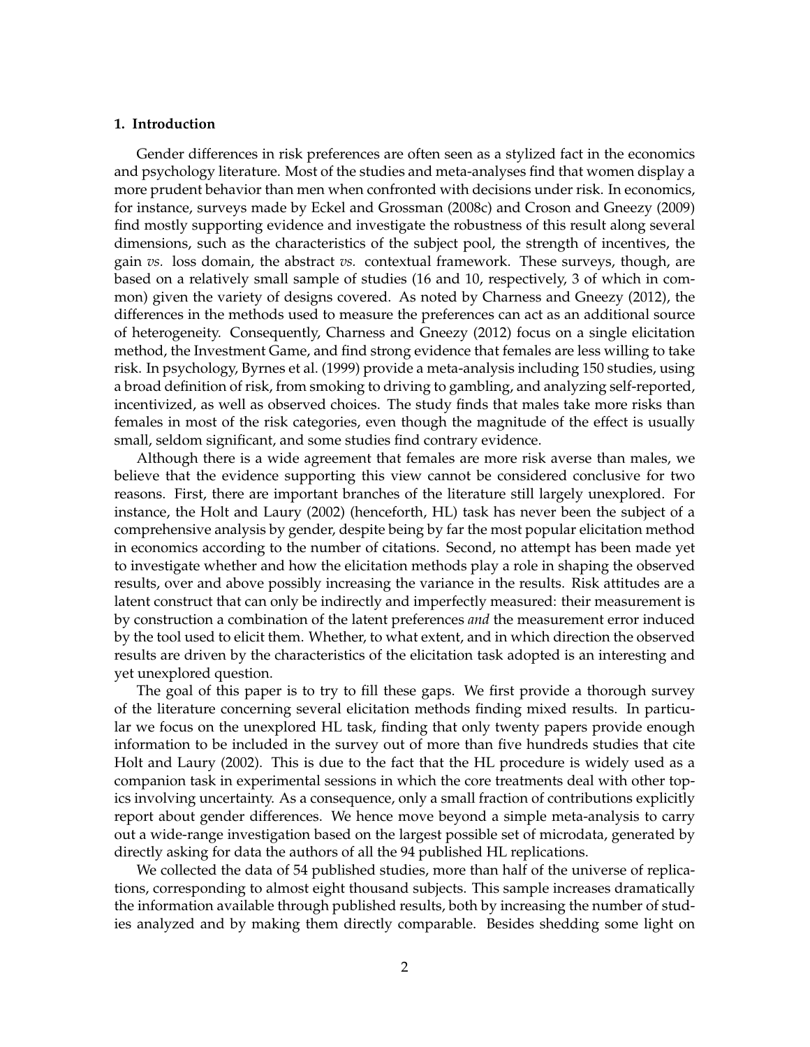## 1. Introduction

Gender differences in risk preferences are often seen as a stylized fact in the economics and psychology literature. Most of the studies and meta-analyses find that women display a more prudent behavior than men when confronted with decisions under risk. In economics, for instance, surveys made by Eckel and Grossman (2008c) and Croson and Gneezy (2009) find mostly supporting evidence and investigate the robustness of this result along several dimensions, such as the characteristics of the subject pool, the strength of incentives, the gain *vs.* loss domain, the abstract *vs.* contextual framework. These surveys, though, are based on a relatively small sample of studies (16 and 10, respectively, 3 of which in common) given the variety of designs covered. As noted by Charness and Gneezy (2012), the differences in the methods used to measure the preferences can act as an additional source of heterogeneity. Consequently, Charness and Gneezy (2012) focus on a single elicitation method, the Investment Game, and find strong evidence that females are less willing to take risk. In psychology, Byrnes et al. (1999) provide a meta-analysis including 150 studies, using a broad definition of risk, from smoking to driving to gambling, and analyzing self-reported, incentivized, as well as observed choices. The study finds that males take more risks than females in most of the risk categories, even though the magnitude of the effect is usually small, seldom significant, and some studies find contrary evidence.

Although there is a wide agreement that females are more risk averse than males, we believe that the evidence supporting this view cannot be considered conclusive for two reasons. First, there are important branches of the literature still largely unexplored. For instance, the Holt and Laury (2002) (henceforth, HL) task has never been the subject of a comprehensive analysis by gender, despite being by far the most popular elicitation method in economics according to the number of citations. Second, no attempt has been made yet to investigate whether and how the elicitation methods play a role in shaping the observed results, over and above possibly increasing the variance in the results. Risk attitudes are a latent construct that can only be indirectly and imperfectly measured: their measurement is by construction a combination of the latent preferences *and* the measurement error induced by the tool used to elicit them. Whether, to what extent, and in which direction the observed results are driven by the characteristics of the elicitation task adopted is an interesting and yet unexplored question.

The goal of this paper is to try to fill these gaps. We first provide a thorough survey of the literature concerning several elicitation methods finding mixed results. In particular we focus on the unexplored HL task, finding that only twenty papers provide enough information to be included in the survey out of more than five hundreds studies that cite Holt and Laury (2002). This is due to the fact that the HL procedure is widely used as a companion task in experimental sessions in which the core treatments deal with other topics involving uncertainty. As a consequence, only a small fraction of contributions explicitly report about gender differences. We hence move beyond a simple meta-analysis to carry out a wide-range investigation based on the largest possible set of microdata, generated by directly asking for data the authors of all the 94 published HL replications.

We collected the data of 54 published studies, more than half of the universe of replications, corresponding to almost eight thousand subjects. This sample increases dramatically the information available through published results, both by increasing the number of studies analyzed and by making them directly comparable. Besides shedding some light on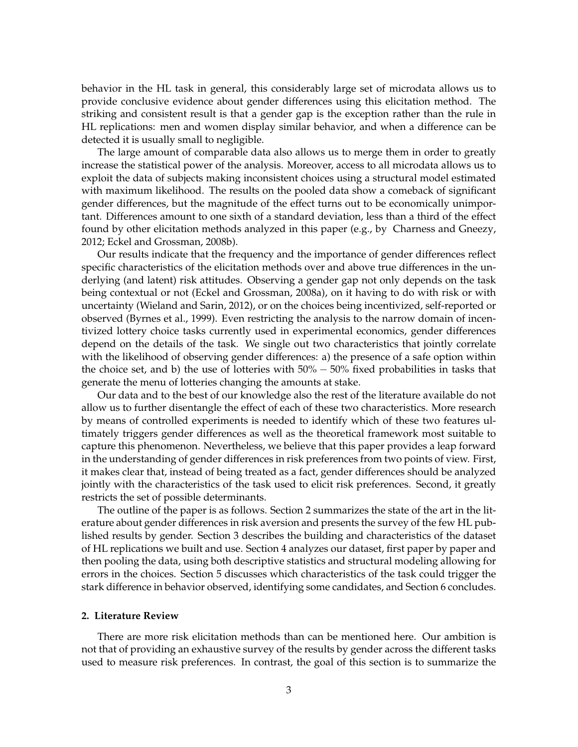behavior in the HL task in general, this considerably large set of microdata allows us to provide conclusive evidence about gender differences using this elicitation method. The striking and consistent result is that a gender gap is the exception rather than the rule in HL replications: men and women display similar behavior, and when a difference can be detected it is usually small to negligible.

The large amount of comparable data also allows us to merge them in order to greatly increase the statistical power of the analysis. Moreover, access to all microdata allows us to exploit the data of subjects making inconsistent choices using a structural model estimated with maximum likelihood. The results on the pooled data show a comeback of significant gender differences, but the magnitude of the effect turns out to be economically unimportant. Differences amount to one sixth of a standard deviation, less than a third of the effect found by other elicitation methods analyzed in this paper (e.g., by Charness and Gneezy, 2012; Eckel and Grossman, 2008b).

Our results indicate that the frequency and the importance of gender differences reflect specific characteristics of the elicitation methods over and above true differences in the underlying (and latent) risk attitudes. Observing a gender gap not only depends on the task being contextual or not (Eckel and Grossman, 2008a), on it having to do with risk or with uncertainty (Wieland and Sarin, 2012), or on the choices being incentivized, self-reported or observed (Byrnes et al., 1999). Even restricting the analysis to the narrow domain of incentivized lottery choice tasks currently used in experimental economics, gender differences depend on the details of the task. We single out two characteristics that jointly correlate with the likelihood of observing gender differences: a) the presence of a safe option within the choice set, and b) the use of lotteries with $50\% - 50\%$ fixed probabilities in tasks that generate the menu of lotteries changing the amounts at stake.

Our data and to the best of our knowledge also the rest of the literature available do not allow us to further disentangle the effect of each of these two characteristics. More research by means of controlled experiments is needed to identify which of these two features ultimately triggers gender differences as well as the theoretical framework most suitable to capture this phenomenon. Nevertheless, we believe that this paper provides a leap forward in the understanding of gender differences in risk preferences from two points of view. First, it makes clear that, instead of being treated as a fact, gender differences should be analyzed jointly with the characteristics of the task used to elicit risk preferences. Second, it greatly restricts the set of possible determinants.

The outline of the paper is as follows. Section 2 summarizes the state of the art in the literature about gender differences in risk aversion and presents the survey of the few HL published results by gender. Section 3 describes the building and characteristics of the dataset of HL replications we built and use. Section 4 analyzes our dataset, first paper by paper and then pooling the data, using both descriptive statistics and structural modeling allowing for errors in the choices. Section 5 discusses which characteristics of the task could trigger the stark difference in behavior observed, identifying some candidates, and Section 6 concludes.

## 2. Literature Review

There are more risk elicitation methods than can be mentioned here. Our ambition is not that of providing an exhaustive survey of the results by gender across the different tasks used to measure risk preferences. In contrast, the goal of this section is to summarize the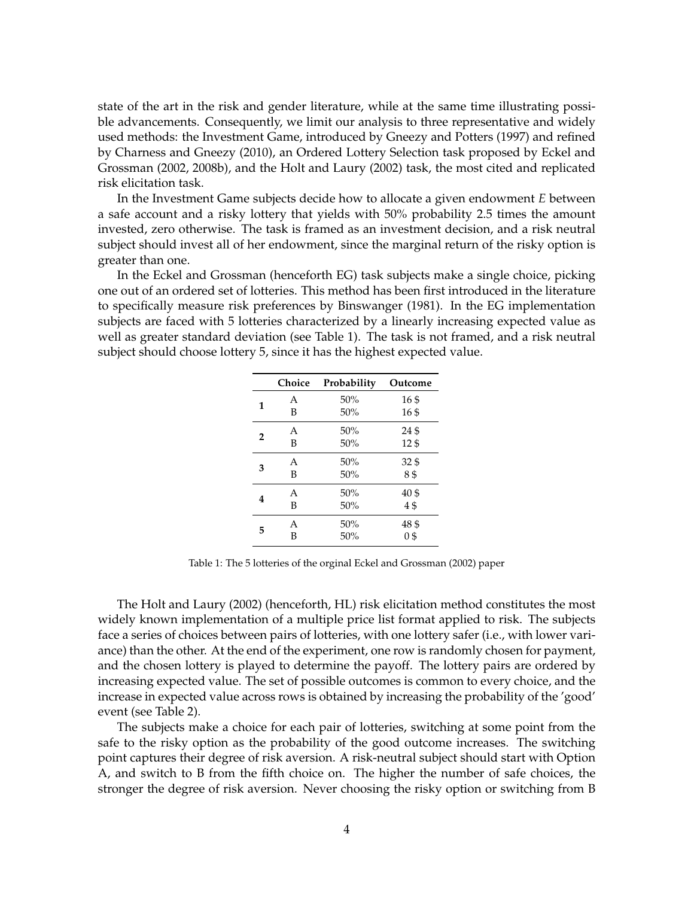state of the art in the risk and gender literature, while at the same time illustrating possible advancements. Consequently, we limit our analysis to three representative and widely used methods: the Investment Game, introduced by Gneezy and Potters (1997) and refined by Charness and Gneezy (2010), an Ordered Lottery Selection task proposed by Eckel and Grossman (2002, 2008b), and the Holt and Laury (2002) task, the most cited and replicated risk elicitation task.

In the Investment Game subjects decide how to allocate a given endowment $E$ between a safe account and a risky lottery that yields with 50% probability 2.5 times the amount invested, zero otherwise. The task is framed as an investment decision, and a risk neutral subject should invest all of her endowment, since the marginal return of the risky option is greater than one.

In the Eckel and Grossman (henceforth EG) task subjects make a single choice, picking one out of an ordered set of lotteries. This method has been first introduced in the literature to specifically measure risk preferences by Binswanger (1981). In the EG implementation subjects are faced with 5 lotteries characterized by a linearly increasing expected value as well as greater standard deviation (see Table 1). The task is not framed, and a risk neutral subject should choose lottery 5, since it has the highest expected value.

| | Choice | Probability | Outcome |
|---|---|---|---|
| **1** | A | 50% | 16 $ |
| | B | 50% | 16 $ |
| **2** | A | 50% | 24 $ |
| | B | 50% | 12 $ |
| **3** | A | 50% | 32 $ |
| | B | 50% | 8 $ |
| **4** | A | 50% | 40 $ |
| | B | 50% | 4 $ |
| **5** | A | 50% | 48 $ |
| | B | 50% | 0 $ |

Table 1: The 5 lotteries of the orginal Eckel and Grossman (2002) paper

The Holt and Laury (2002) (henceforth, HL) risk elicitation method constitutes the most widely known implementation of a multiple price list format applied to risk. The subjects face a series of choices between pairs of lotteries, with one lottery safer (i.e., with lower variance) than the other. At the end of the experiment, one row is randomly chosen for payment, and the chosen lottery is played to determine the payoff. The lottery pairs are ordered by increasing expected value. The set of possible outcomes is common to every choice, and the increase in expected value across rows is obtained by increasing the probability of the 'good' event (see Table 2).

The subjects make a choice for each pair of lotteries, switching at some point from the safe to the risky option as the probability of the good outcome increases. The switching point captures their degree of risk aversion. A risk-neutral subject should start with Option A, and switch to B from the fifth choice on. The higher the number of safe choices, the stronger the degree of risk aversion. Never choosing the risky option or switching from B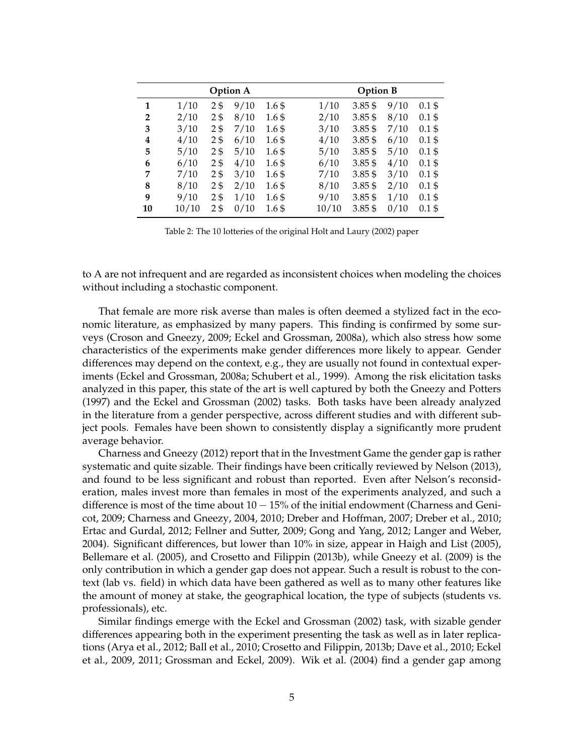| | Option A | | | | Option B | | | |
|---|---|---|---|---|---|---|---|---|
| **1** | 1/10 | 2 $ | 9/10 | 1.6 $ | 1/10 | 3.85 $ | 9/10 | 0.1 $ |
| **2** | 2/10 | 2 $ | 8/10 | 1.6 $ | 2/10 | 3.85 $ | 8/10 | 0.1 $ |
| **3** | 3/10 | 2 $ | 7/10 | 1.6 $ | 3/10 | 3.85 $ | 7/10 | 0.1 $ |
| **4** | 4/10 | 2 $ | 6/10 | 1.6 $ | 4/10 | 3.85 $ | 6/10 | 0.1 $ |
| **5** | 5/10 | 2 $ | 5/10 | 1.6 $ | 5/10 | 3.85 $ | 5/10 | 0.1 $ |
| **6** | 6/10 | 2 $ | 4/10 | 1.6 $ | 6/10 | 3.85 $ | 4/10 | 0.1 $ |
| **7** | 7/10 | 2 $ | 3/10 | 1.6 $ | 7/10 | 3.85 $ | 3/10 | 0.1 $ |
| **8** | 8/10 | 2 $ | 2/10 | 1.6 $ | 8/10 | 3.85 $ | 2/10 | 0.1 $ |
| **9** | 9/10 | 2 $ | 1/10 | 1.6 $ | 9/10 | 3.85 $ | 1/10 | 0.1 $ |
| **10** | 10/10 | 2 $ | 0/10 | 1.6 $ | 10/10 | 3.85 $ | 0/10 | 0.1 $ |

Table 2: The 10 lotteries of the original Holt and Laury (2002) paper

to A are not infrequent and are regarded as inconsistent choices when modeling the choices without including a stochastic component.

That female are more risk averse than males is often deemed a stylized fact in the economic literature, as emphasized by many papers. This finding is confirmed by some surveys (Croson and Gneezy, 2009; Eckel and Grossman, 2008a), which also stress how some characteristics of the experiments make gender differences more likely to appear. Gender differences may depend on the context, e.g., they are usually not found in contextual experiments (Eckel and Grossman, 2008a; Schubert et al., 1999). Among the risk elicitation tasks analyzed in this paper, this state of the art is well captured by both the Gneezy and Potters (1997) and the Eckel and Grossman (2002) tasks. Both tasks have been already analyzed in the literature from a gender perspective, across different studies and with different subject pools. Females have been shown to consistently display a significantly more prudent average behavior.

Charness and Gneezy (2012) report that in the Investment Game the gender gap is rather systematic and quite sizable. Their findings have been critically reviewed by Nelson (2013), and found to be less significant and robust than reported. Even after Nelson's reconsideration, males invest more than females in most of the experiments analyzed, and such a difference is most of the time about $10-15\%$ of the initial endowment (Charness and Genicot, 2009; Charness and Gneezy, 2004, 2010; Dreber and Hoffman, 2007; Dreber et al., 2010; Ertac and Gurdal, 2012; Fellner and Sutter, 2009; Gong and Yang, 2012; Langer and Weber, 2004). Significant differences, but lower than 10% in size, appear in Haigh and List (2005), Bellemare et al. (2005), and Crosetto and Filippin (2013b), while Gneezy et al. (2009) is the only contribution in which a gender gap does not appear. Such a result is robust to the context (lab vs. field) in which data have been gathered as well as to many other features like the amount of money at stake, the geographical location, the type of subjects (students vs. professionals), etc.

Similar findings emerge with the Eckel and Grossman (2002) task, with sizable gender differences appearing both in the experiment presenting the task as well as in later replications (Arya et al., 2012; Ball et al., 2010; Crosetto and Filippin, 2013b; Dave et al., 2010; Eckel et al., 2009, 2011; Grossman and Eckel, 2009). Wik et al. (2004) find a gender gap among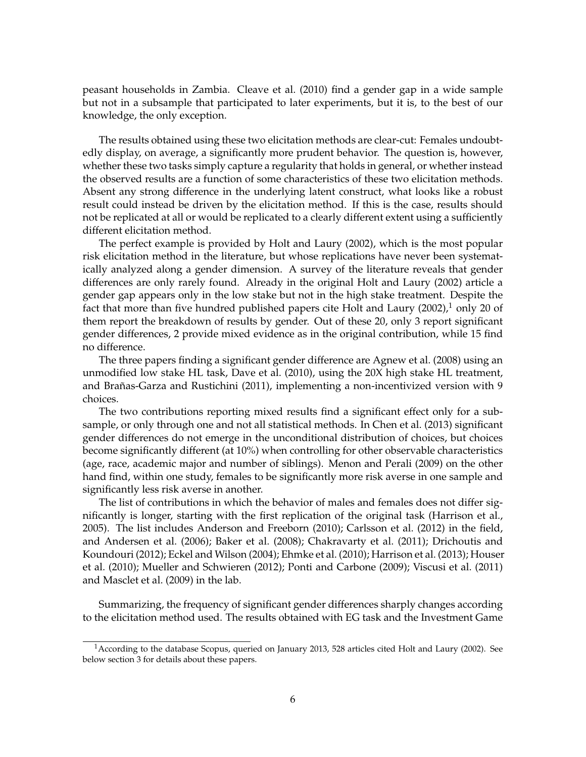peasant households in Zambia. Cleave et al. (2010) find a gender gap in a wide sample but not in a subsample that participated to later experiments, but it is, to the best of our knowledge, the only exception.

The results obtained using these two elicitation methods are clear-cut: Females undoubtedly display, on average, a significantly more prudent behavior. The question is, however, whether these two tasks simply capture a regularity that holds in general, or whether instead the observed results are a function of some characteristics of these two elicitation methods. Absent any strong difference in the underlying latent construct, what looks like a robust result could instead be driven by the elicitation method. If this is the case, results should not be replicated at all or would be replicated to a clearly different extent using a sufficiently different elicitation method.

The perfect example is provided by Holt and Laury (2002), which is the most popular risk elicitation method in the literature, but whose replications have never been systematically analyzed along a gender dimension. A survey of the literature reveals that gender differences are only rarely found. Already in the original Holt and Laury (2002) article a gender gap appears only in the low stake but not in the high stake treatment. Despite the fact that more than five hundred published papers cite Holt and Laury (2002),[1] only 20 of them report the breakdown of results by gender. Out of these 20, only 3 report significant gender differences, 2 provide mixed evidence as in the original contribution, while 15 find no difference.

The three papers finding a significant gender difference are Agnew et al. (2008) using an unmodified low stake HL task, Dave et al. (2010), using the 20X high stake HL treatment, and Brañas-Garza and Rustichini (2011), implementing a non-incentivized version with 9 choices.

The two contributions reporting mixed results find a significant effect only for a subsample, or only through one and not all statistical methods. In Chen et al. (2013) significant gender differences do not emerge in the unconditional distribution of choices, but choices become significantly different (at 10%) when controlling for other observable characteristics (age, race, academic major and number of siblings). Menon and Perali (2009) on the other hand find, within one study, females to be significantly more risk averse in one sample and significantly less risk averse in another.

The list of contributions in which the behavior of males and females does not differ significantly is longer, starting with the first replication of the original task (Harrison et al., 2005). The list includes Anderson and Freeborn (2010); Carlsson et al. (2012) in the field, and Andersen et al. (2006); Baker et al. (2008); Chakravarty et al. (2011); Drichoutis and Koundouri (2012); Eckel and Wilson (2004); Ehmke et al. (2010); Harrison et al. (2013); Houser et al. (2010); Mueller and Schwieren (2012); Ponti and Carbone (2009); Viscusi et al. (2011) and Masclet et al. (2009) in the lab.

Summarizing, the frequency of significant gender differences sharply changes according to the elicitation method used. The results obtained with EG task and the Investment Game

[1] According to the database Scopus, queried on January 2013, 528 articles cited Holt and Laury (2002). See below section 3 for details about these papers.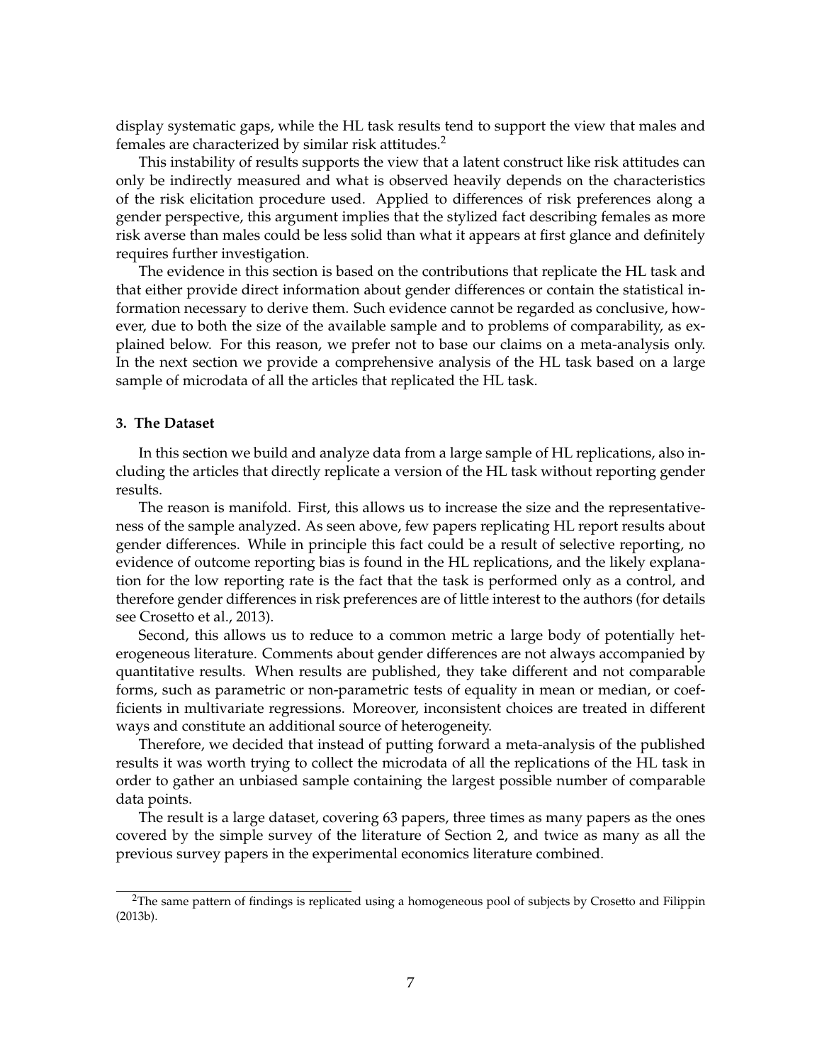display systematic gaps, while the HL task results tend to support the view that males and females are characterized by similar risk attitudes.[2]

This instability of results supports the view that a latent construct like risk attitudes can only be indirectly measured and what is observed heavily depends on the characteristics of the risk elicitation procedure used. Applied to differences of risk preferences along a gender perspective, this argument implies that the stylized fact describing females as more risk averse than males could be less solid than what it appears at first glance and definitely requires further investigation.

The evidence in this section is based on the contributions that replicate the HL task and that either provide direct information about gender differences or contain the statistical information necessary to derive them. Such evidence cannot be regarded as conclusive, however, due to both the size of the available sample and to problems of comparability, as explained below. For this reason, we prefer not to base our claims on a meta-analysis only. In the next section we provide a comprehensive analysis of the HL task based on a large sample of microdata of all the articles that replicated the HL task.

### 3. The Dataset

In this section we build and analyze data from a large sample of HL replications, also including the articles that directly replicate a version of the HL task without reporting gender results.

The reason is manifold. First, this allows us to increase the size and the representativeness of the sample analyzed. As seen above, few papers replicating HL report results about gender differences. While in principle this fact could be a result of selective reporting, no evidence of outcome reporting bias is found in the HL replications, and the likely explanation for the low reporting rate is the fact that the task is performed only as a control, and therefore gender differences in risk preferences are of little interest to the authors (for details see Crosetto et al., 2013).

Second, this allows us to reduce to a common metric a large body of potentially heterogeneous literature. Comments about gender differences are not always accompanied by quantitative results. When results are published, they take different and not comparable forms, such as parametric or non-parametric tests of equality in mean or median, or coefficients in multivariate regressions. Moreover, inconsistent choices are treated in different ways and constitute an additional source of heterogeneity.

Therefore, we decided that instead of putting forward a meta-analysis of the published results it was worth trying to collect the microdata of all the replications of the HL task in order to gather an unbiased sample containing the largest possible number of comparable data points.

The result is a large dataset, covering 63 papers, three times as many papers as the ones covered by the simple survey of the literature of Section 2, and twice as many as all the previous survey papers in the experimental economics literature combined.

[2]The same pattern of findings is replicated using a homogeneous pool of subjects by Crosetto and Filippin (2013b).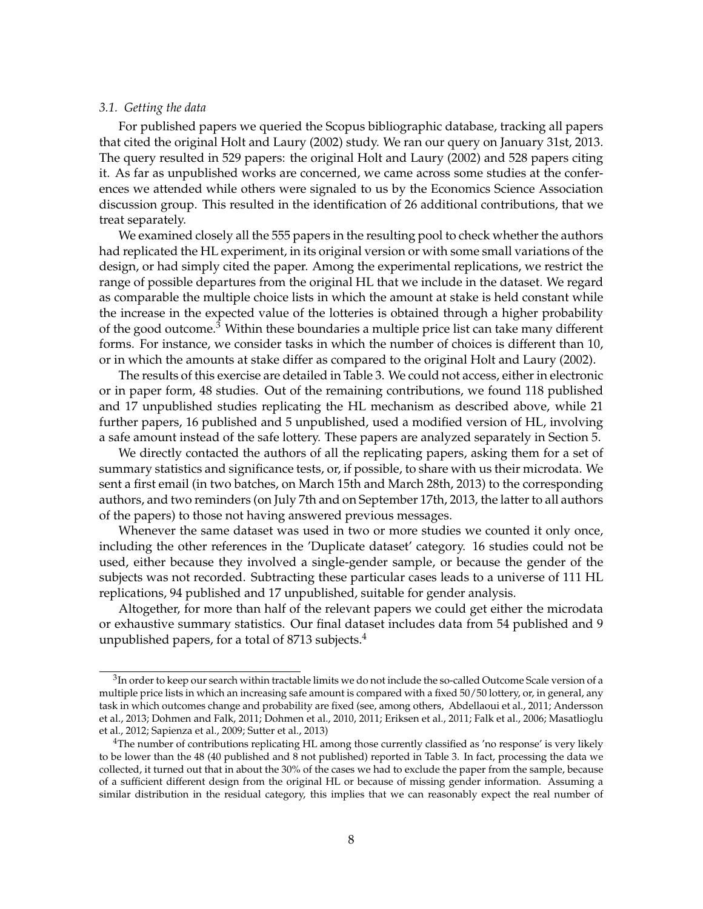### *3.1. Getting the data*

For published papers we queried the Scopus bibliographic database, tracking all papers that cited the original Holt and Laury (2002) study. We ran our query on January 31st, 2013. The query resulted in 529 papers: the original Holt and Laury (2002) and 528 papers citing it. As far as unpublished works are concerned, we came across some studies at the conferences we attended while others were signaled to us by the Economics Science Association discussion group. This resulted in the identification of 26 additional contributions, that we treat separately.

We examined closely all the 555 papers in the resulting pool to check whether the authors had replicated the HL experiment, in its original version or with some small variations of the design, or had simply cited the paper. Among the experimental replications, we restrict the range of possible departures from the original HL that we include in the dataset. We regard as comparable the multiple choice lists in which the amount at stake is held constant while the increase in the expected value of the lotteries is obtained through a higher probability of the good outcome.[3] Within these boundaries a multiple price list can take many different forms. For instance, we consider tasks in which the number of choices is different than 10, or in which the amounts at stake differ as compared to the original Holt and Laury (2002).

The results of this exercise are detailed in Table 3. We could not access, either in electronic or in paper form, 48 studies. Out of the remaining contributions, we found 118 published and 17 unpublished studies replicating the HL mechanism as described above, while 21 further papers, 16 published and 5 unpublished, used a modified version of HL, involving a safe amount instead of the safe lottery. These papers are analyzed separately in Section 5.

We directly contacted the authors of all the replicating papers, asking them for a set of summary statistics and significance tests, or, if possible, to share with us their microdata. We sent a first email (in two batches, on March 15th and March 28th, 2013) to the corresponding authors, and two reminders (on July 7th and on September 17th, 2013, the latter to all authors of the papers) to those not having answered previous messages.

Whenever the same dataset was used in two or more studies we counted it only once, including the other references in the 'Duplicate dataset' category. 16 studies could not be used, either because they involved a single-gender sample, or because the gender of the subjects was not recorded. Subtracting these particular cases leads to a universe of 111 HL replications, 94 published and 17 unpublished, suitable for gender analysis.

Altogether, for more than half of the relevant papers we could get either the microdata or exhaustive summary statistics. Our final dataset includes data from 54 published and 9 unpublished papers, for a total of 8713 subjects.[4]

---

[3] In order to keep our search within tractable limits we do not include the so-called Outcome Scale version of a multiple price lists in which an increasing safe amount is compared with a fixed 50/50 lottery, or, in general, any task in which outcomes change and probability are fixed (see, among others, Abdellaoui et al., 2011; Andersson et al., 2013; Dohmen and Falk, 2011; Dohmen et al., 2010, 2011; Eriksen et al., 2011; Falk et al., 2006; Masatlioglu et al., 2012; Sapienza et al., 2009; Sutter et al., 2013)

[4] The number of contributions replicating HL among those currently classified as 'no response' is very likely to be lower than the 48 (40 published and 8 not published) reported in Table 3. In fact, processing the data we collected, it turned out that in about the 30% of the cases we had to exclude the paper from the sample, because of a sufficient different design from the original HL or because of missing gender information. Assuming a similar distribution in the residual category, this implies that we can reasonably expect the real number of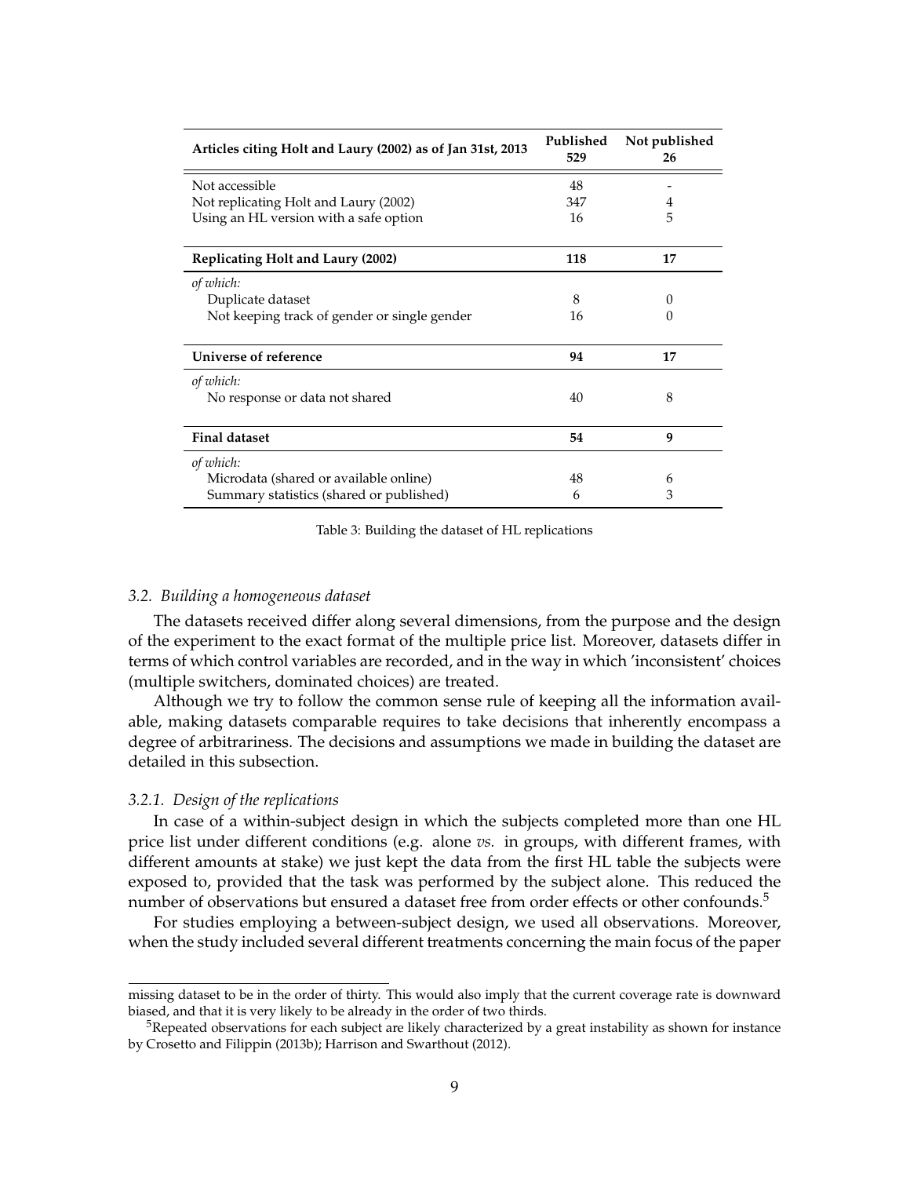| Articles citing Holt and Laury (2002) as of Jan 31st, 2013 | Published 529 | Not published 26 |
|---|---|---|
| Not accessible | 48 | - |
| Not replicating Holt and Laury (2002) | 347 | 4 |
| Using an HL version with a safe option | 16 | 5 |
| **Replicating Holt and Laury (2002)** | **118** | **17** |
| *of which:* | | |
| Duplicate dataset | 8 | 0 |
| Not keeping track of gender or single gender | 16 | 0 |
| **Universe of reference** | **94** | **17** |
| *of which:* | | |
| No response or data not shared | 40 | 8 |
| **Final dataset** | **54** | **9** |
| *of which:* | | |
| Microdata (shared or available online) | 48 | 6 |
| Summary statistics (shared or published) | 6 | 3 |

Table 3: Building the dataset of HL replications

### *3.2. Building a homogeneous dataset*

The datasets received differ along several dimensions, from the purpose and the design of the experiment to the exact format of the multiple price list. Moreover, datasets differ in terms of which control variables are recorded, and in the way in which 'inconsistent' choices (multiple switchers, dominated choices) are treated.

Although we try to follow the common sense rule of keeping all the information available, making datasets comparable requires to take decisions that inherently encompass a degree of arbitrariness. The decisions and assumptions we made in building the dataset are detailed in this subsection.

#### *3.2.1. Design of the replications*

In case of a within-subject design in which the subjects completed more than one HL price list under different conditions (e.g. alone *vs.* in groups, with different frames, with different amounts at stake) we just kept the data from the first HL table the subjects were exposed to, provided that the task was performed by the subject alone. This reduced the number of observations but ensured a dataset free from order effects or other confounds.[5]

For studies employing a between-subject design, we used all observations. Moreover, when the study included several different treatments concerning the main focus of the paper

missing dataset to be in the order of thirty. This would also imply that the current coverage rate is downward biased, and that it is very likely to be already in the order of two thirds.

[5] Repeated observations for each subject are likely characterized by a great instability as shown for instance by Crosetto and Filippin (2013b); Harrison and Swarthout (2012).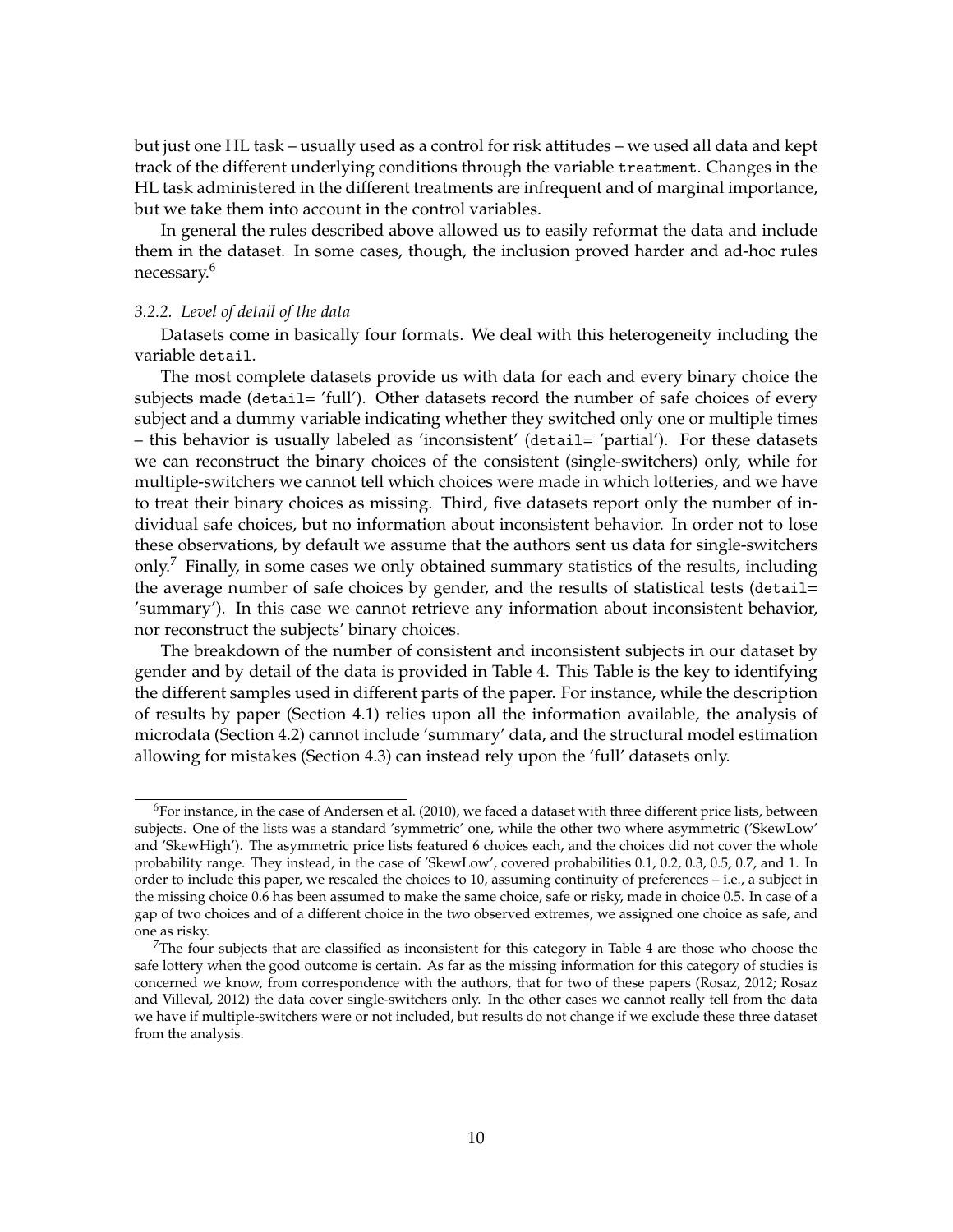but just one HL task – usually used as a control for risk attitudes – we used all data and kept track of the different underlying conditions through the variable `treatment`. Changes in the HL task administered in the different treatments are infrequent and of marginal importance, but we take them into account in the control variables.

In general the rules described above allowed us to easily reformat the data and include them in the dataset. In some cases, though, the inclusion proved harder and ad-hoc rules necessary.[6]

### *3.2.2. Level of detail of the data*

Datasets come in basically four formats. We deal with this heterogeneity including the variable `detail`.

The most complete datasets provide us with data for each and every binary choice the subjects made (`detail`= 'full'). Other datasets record the number of safe choices of every subject and a dummy variable indicating whether they switched only one or multiple times – this behavior is usually labeled as 'inconsistent' (`detail`= 'partial'). For these datasets we can reconstruct the binary choices of the consistent (single-switchers) only, while for multiple-switchers we cannot tell which choices were made in which lotteries, and we have to treat their binary choices as missing. Third, five datasets report only the number of individual safe choices, but no information about inconsistent behavior. In order not to lose these observations, by default we assume that the authors sent us data for single-switchers only.[7] Finally, in some cases we only obtained summary statistics of the results, including the average number of safe choices by gender, and the results of statistical tests (`detail`= 'summary'). In this case we cannot retrieve any information about inconsistent behavior, nor reconstruct the subjects' binary choices.

The breakdown of the number of consistent and inconsistent subjects in our dataset by gender and by detail of the data is provided in Table 4. This Table is the key to identifying the different samples used in different parts of the paper. For instance, while the description of results by paper (Section 4.1) relies upon all the information available, the analysis of microdata (Section 4.2) cannot include 'summary' data, and the structural model estimation allowing for mistakes (Section 4.3) can instead rely upon the 'full' datasets only.

---

[6] For instance, in the case of Andersen et al. (2010), we faced a dataset with three different price lists, between subjects. One of the lists was a standard 'symmetric' one, while the other two where asymmetric ('SkewLow' and 'SkewHigh'). The asymmetric price lists featured 6 choices each, and the choices did not cover the whole probability range. They instead, in the case of 'SkewLow', covered probabilities 0.1, 0.2, 0.3, 0.5, 0.7, and 1. In order to include this paper, we rescaled the choices to 10, assuming continuity of preferences – i.e., a subject in the missing choice 0.6 has been assumed to make the same choice, safe or risky, made in choice 0.5. In case of a gap of two choices and of a different choice in the two observed extremes, we assigned one choice as safe, and one as risky.

[7] The four subjects that are classified as inconsistent for this category in Table 4 are those who choose the safe lottery when the good outcome is certain. As far as the missing information for this category of studies is concerned we know, from correspondence with the authors, that for two of these papers (Rosaz, 2012; Rosaz and Villeval, 2012) the data cover single-switchers only. In the other cases we cannot really tell from the data we have if multiple-switchers were or not included, but results do not change if we exclude these three dataset from the analysis.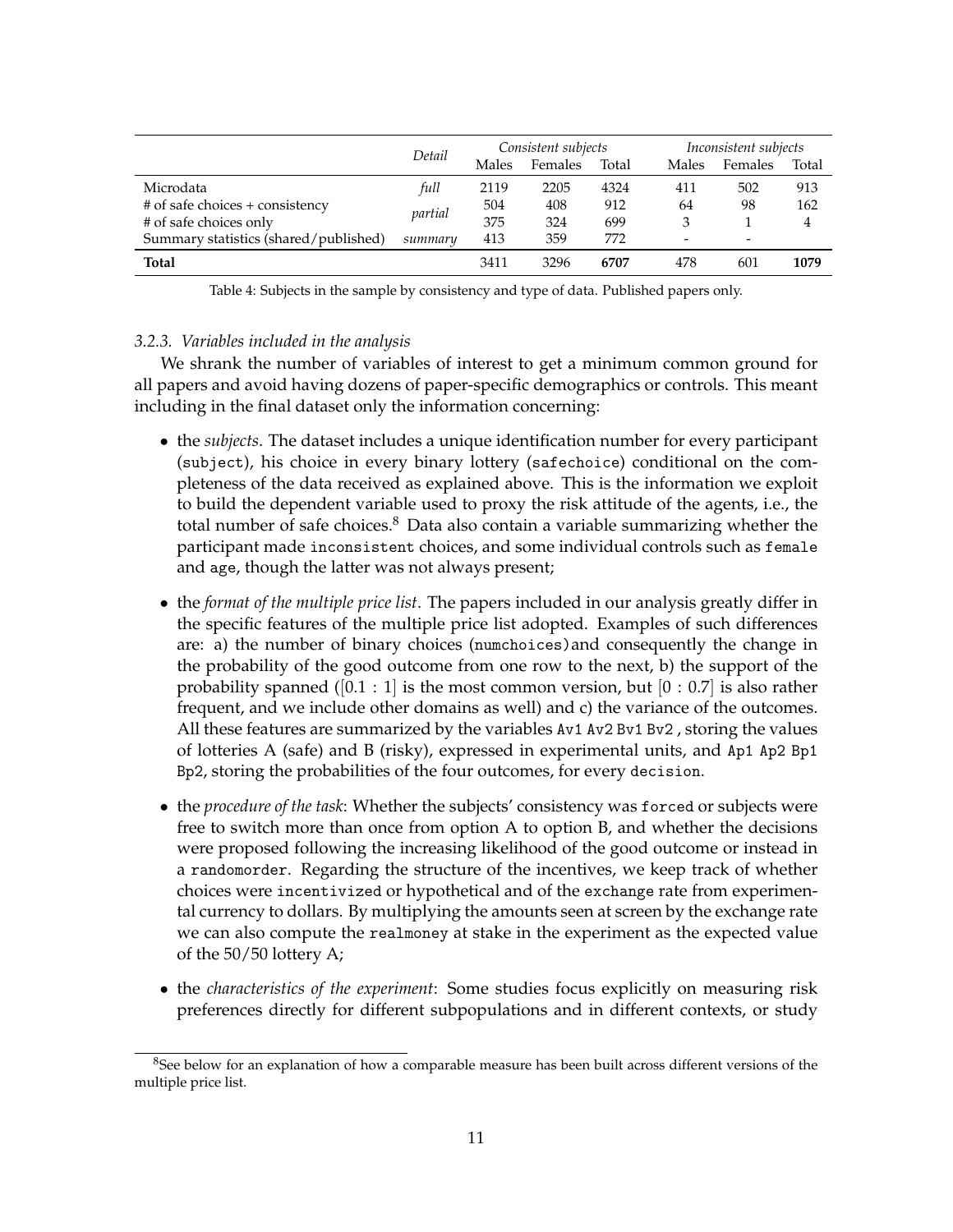| | Detail | Consistent subjects | | | Inconsistent subjects | | |
|---|---|---|---|---|---|---|---|
| | | Males | Females | Total | Males | Females | Total |
| Microdata | *full* | 2119 | 2205 | 4324 | 411 | 502 | 913 |
| # of safe choices + consistency | *partial* | 504 | 408 | 912 | 64 | 98 | 162 |
| # of safe choices only | | 375 | 324 | 699 | 3 | 1 | 4 |
| Summary statistics (shared/published) | *summary* | 413 | 359 | 772 | - | - | |
| **Total** | | 3411 | 3296 | **6707** | 478 | 601 | **1079** |

Table 4: Subjects in the sample by consistency and type of data. Published papers only.

### 3.2.3. Variables included in the analysis

We shrank the number of variables of interest to get a minimum common ground for all papers and avoid having dozens of paper-specific demographics or controls. This meant including in the final dataset only the information concerning:

- the *subjects*. The dataset includes a unique identification number for every participant (`subject`), his choice in every binary lottery (`safechoice`) conditional on the completeness of the data received as explained above. This is the information we exploit to build the dependent variable used to proxy the risk attitude of the agents, i.e., the total number of safe choices.[8] Data also contain a variable summarizing whether the participant made `inconsistent` choices, and some individual controls such as `female` and `age`, though the latter was not always present;
- the *format of the multiple price list*. The papers included in our analysis greatly differ in the specific features of the multiple price list adopted. Examples of such differences are: a) the number of binary choices (`numchoices`)and consequently the change in the probability of the good outcome from one row to the next, b) the support of the probability spanned ($[0.1 : 1]$ is the most common version, but $[0 : 0.7]$ is also rather frequent, and we include other domains as well) and c) the variance of the outcomes. All these features are summarized by the variables `Av1 Av2 Bv1 Bv2`, storing the values of lotteries A (safe) and B (risky), expressed in experimental units, and `Ap1 Ap2 Bp1 Bp2`, storing the probabilities of the four outcomes, for every `decision`.
- the *procedure of the task*: Whether the subjects' consistency was `forced` or subjects were free to switch more than once from option A to option B, and whether the decisions were proposed following the increasing likelihood of the good outcome or instead in a `randomorder`. Regarding the structure of the incentives, we keep track of whether choices were `incentivized` or hypothetical and of the `exchange` rate from experimental currency to dollars. By multiplying the amounts seen at screen by the exchange rate we can also compute the `realmoney` at stake in the experiment as the expected value of the 50/50 lottery A;
- the *characteristics of the experiment*: Some studies focus explicitly on measuring risk preferences directly for different subpopulations and in different contexts, or study

[8]See below for an explanation of how a comparable measure has been built across different versions of the multiple price list.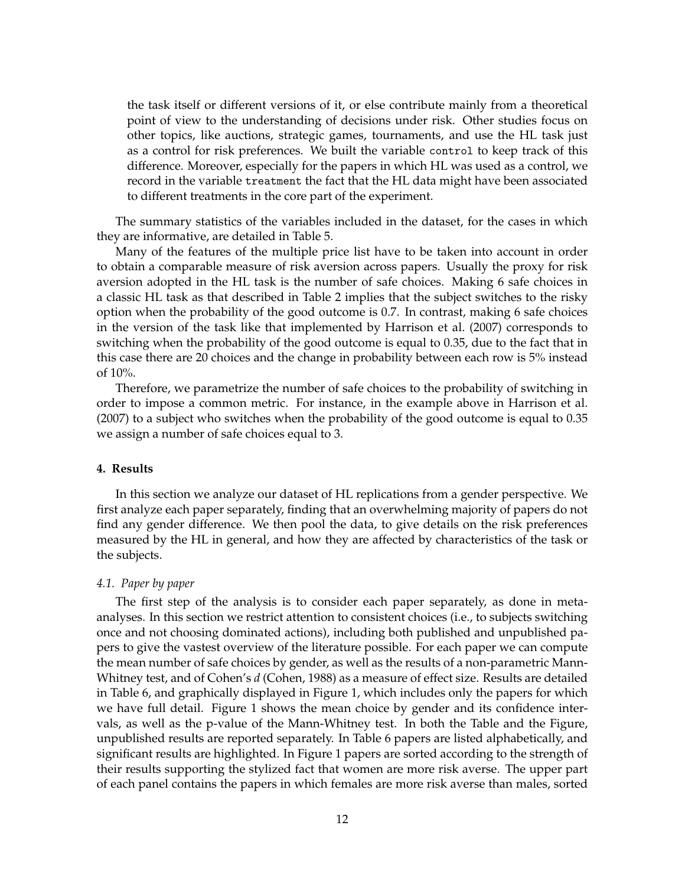the task itself or different versions of it, or else contribute mainly from a theoretical point of view to the understanding of decisions under risk. Other studies focus on other topics, like auctions, strategic games, tournaments, and use the HL task just as a control for risk preferences. We built the variable `control` to keep track of this difference. Moreover, especially for the papers in which HL was used as a control, we record in the variable `treatment` the fact that the HL data might have been associated to different treatments in the core part of the experiment.

The summary statistics of the variables included in the dataset, for the cases in which they are informative, are detailed in Table 5.

Many of the features of the multiple price list have to be taken into account in order to obtain a comparable measure of risk aversion across papers. Usually the proxy for risk aversion adopted in the HL task is the number of safe choices. Making 6 safe choices in a classic HL task as that described in Table 2 implies that the subject switches to the risky option when the probability of the good outcome is 0.7. In contrast, making 6 safe choices in the version of the task like that implemented by Harrison et al. (2007) corresponds to switching when the probability of the good outcome is equal to 0.35, due to the fact that in this case there are 20 choices and the change in probability between each row is 5% instead of 10%.

Therefore, we parametrize the number of safe choices to the probability of switching in order to impose a common metric. For instance, in the example above in Harrison et al. (2007) to a subject who switches when the probability of the good outcome is equal to 0.35 we assign a number of safe choices equal to 3.

## 4. Results

In this section we analyze our dataset of HL replications from a gender perspective. We first analyze each paper separately, finding that an overwhelming majority of papers do not find any gender difference. We then pool the data, to give details on the risk preferences measured by the HL in general, and how they are affected by characteristics of the task or the subjects.

### *4.1. Paper by paper*

The first step of the analysis is to consider each paper separately, as done in meta-analyses. In this section we restrict attention to consistent choices (i.e., to subjects switching once and not choosing dominated actions), including both published and unpublished papers to give the vastest overview of the literature possible. For each paper we can compute the mean number of safe choices by gender, as well as the results of a non-parametric Mann-Whitney test, and of Cohen's *d* (Cohen, 1988) as a measure of effect size. Results are detailed in Table 6, and graphically displayed in Figure 1, which includes only the papers for which we have full detail. Figure 1 shows the mean choice by gender and its confidence intervals, as well as the p-value of the Mann-Whitney test. In both the Table and the Figure, unpublished results are reported separately. In Table 6 papers are listed alphabetically, and significant results are highlighted. In Figure 1 papers are sorted according to the strength of their results supporting the stylized fact that women are more risk averse. The upper part of each panel contains the papers in which females are more risk averse than males, sorted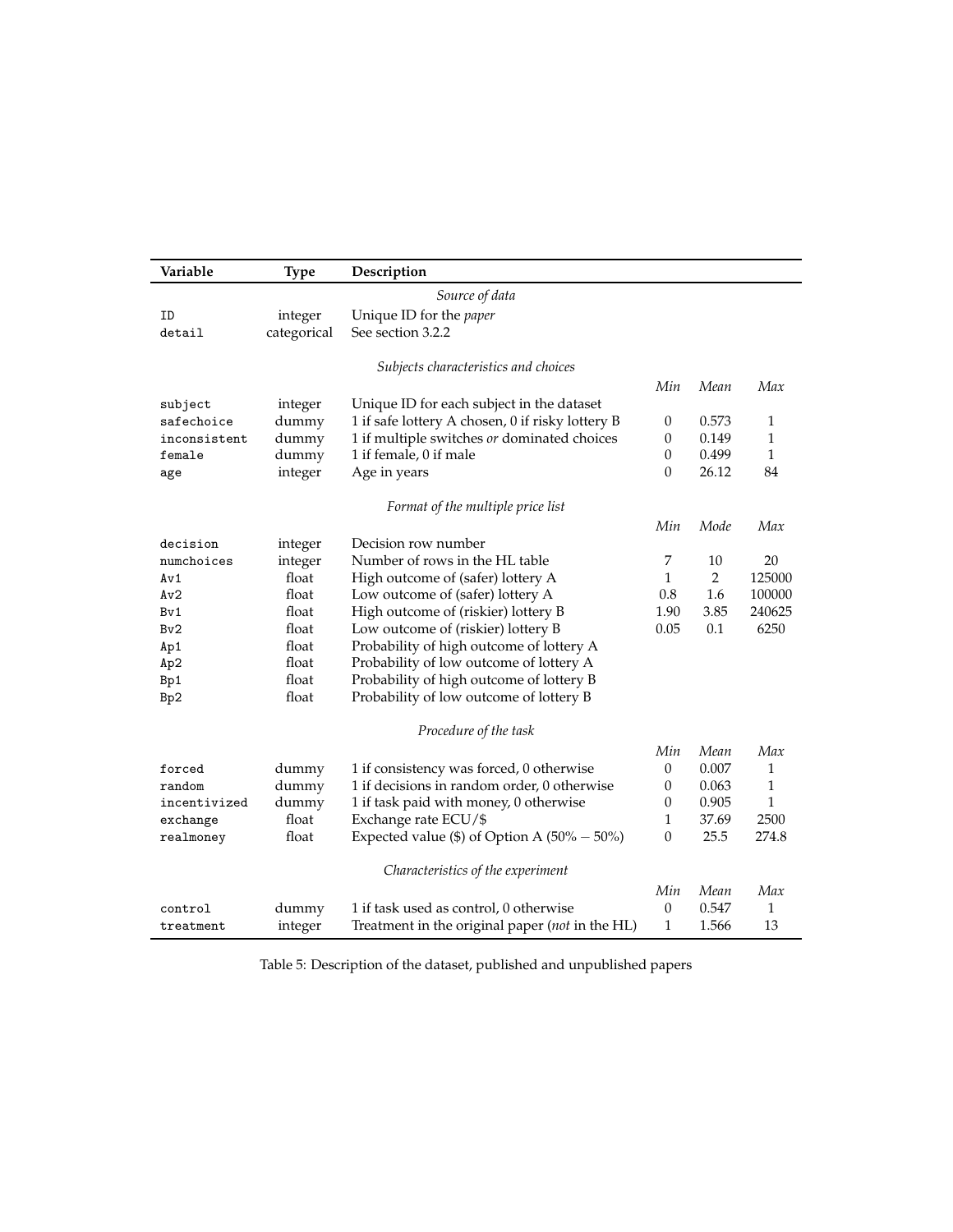| Variable | Type | Description | | | |
|---|---|---|---|---|---|
| | | *Source of data* | | | |
| `ID` | integer | Unique ID for the *paper* | | | |
| `detail` | categorical | See section 3.2.2 | | | |
| | | *Subjects characteristics and choices* | | | |
| | | | *Min* | *Mean* | *Max* |
| `subject` | integer | Unique ID for each subject in the dataset | | | |
| `safechoice` | dummy | 1 if safe lottery A chosen, 0 if risky lottery B | 0 | 0.573 | 1 |
| `inconsistent` | dummy | 1 if multiple switches *or* dominated choices | 0 | 0.149 | 1 |
| `female` | dummy | 1 if female, 0 if male | 0 | 0.499 | 1 |
| `age` | integer | Age in years | 0 | 26.12 | 84 |
| | | *Format of the multiple price list* | | | |
| | | | *Min* | *Mode* | *Max* |
| `decision` | integer | Decision row number | | | |
| `numchoices` | integer | Number of rows in the HL table | 7 | 10 | 20 |
| `Av1` | float | High outcome of (safer) lottery A | 1 | 2 | 125000 |
| `Av2` | float | Low outcome of (safer) lottery A | 0.8 | 1.6 | 100000 |
| `Bv1` | float | High outcome of (riskier) lottery B | 1.90 | 3.85 | 240625 |
| `Bv2` | float | Low outcome of (riskier) lottery B | 0.05 | 0.1 | 6250 |
| `Ap1` | float | Probability of high outcome of lottery A | | | |
| `Ap2` | float | Probability of low outcome of lottery A | | | |
| `Bp1` | float | Probability of high outcome of lottery B | | | |
| `Bp2` | float | Probability of low outcome of lottery B | | | |
| | | *Procedure of the task* | | | |
| | | | *Min* | *Mean* | *Max* |
| `forced` | dummy | 1 if consistency was forced, 0 otherwise | 0 | 0.007 | 1 |
| `random` | dummy | 1 if decisions in random order, 0 otherwise | 0 | 0.063 | 1 |
| `incentivized` | dummy | 1 if task paid with money, 0 otherwise | 0 | 0.905 | 1 |
| `exchange` | float | Exchange rate ECU/$ | 1 | 37.69 | 2500 |
| `realmoney` | float | Expected value ($) of Option A (50% − 50%) | 0 | 25.5 | 274.8 |
| | | *Characteristics of the experiment* | | | |
| | | | *Min* | *Mean* | *Max* |
| `control` | dummy | 1 if task used as control, 0 otherwise | 0 | 0.547 | 1 |
| `treatment` | integer | Treatment in the original paper (*not* in the HL) | 1 | 1.566 | 13 |

Table 5: Description of the dataset, published and unpublished papers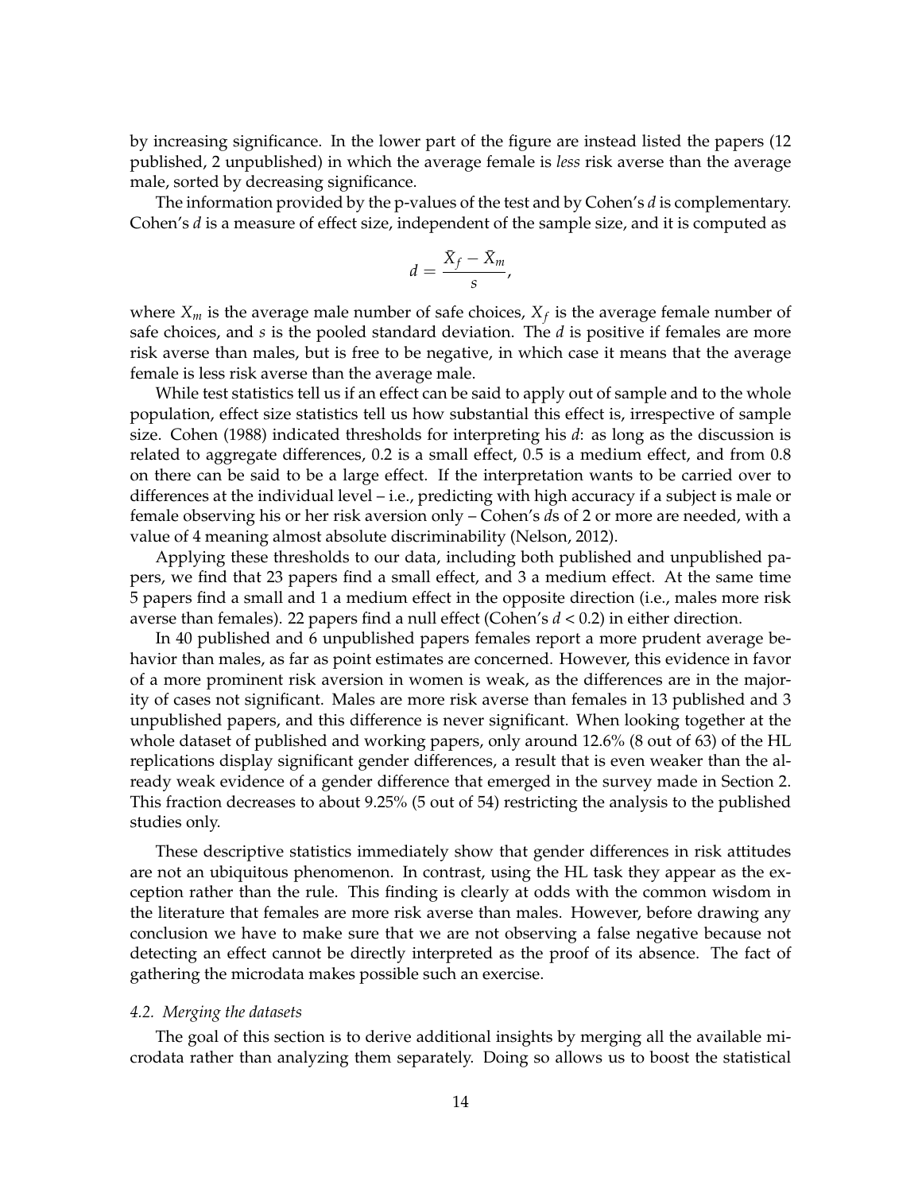by increasing significance. In the lower part of the figure are instead listed the papers (12 published, 2 unpublished) in which the average female is *less* risk averse than the average male, sorted by decreasing significance.

The information provided by the p-values of the test and by Cohen's $d$ is complementary. Cohen's $d$ is a measure of effect size, independent of the sample size, and it is computed as

$$d = \frac{\bar{X}_f - \bar{X}_m}{s},$$

where $X_m$ is the average male number of safe choices, $X_f$ is the average female number of safe choices, and $s$ is the pooled standard deviation. The $d$ is positive if females are more risk averse than males, but is free to be negative, in which case it means that the average female is less risk averse than the average male.

While test statistics tell us if an effect can be said to apply out of sample and to the whole population, effect size statistics tell us how substantial this effect is, irrespective of sample size. Cohen (1988) indicated thresholds for interpreting his $d$: as long as the discussion is related to aggregate differences, 0.2 is a small effect, 0.5 is a medium effect, and from 0.8 on there can be said to be a large effect. If the interpretation wants to be carried over to differences at the individual level – i.e., predicting with high accuracy if a subject is male or female observing his or her risk aversion only – Cohen's $d$s of 2 or more are needed, with a value of 4 meaning almost absolute discriminability (Nelson, 2012).

Applying these thresholds to our data, including both published and unpublished papers, we find that 23 papers find a small effect, and 3 a medium effect. At the same time 5 papers find a small and 1 a medium effect in the opposite direction (i.e., males more risk averse than females). 22 papers find a null effect (Cohen's $d < 0.2$) in either direction.

In 40 published and 6 unpublished papers females report a more prudent average behavior than males, as far as point estimates are concerned. However, this evidence in favor of a more prominent risk aversion in women is weak, as the differences are in the majority of cases not significant. Males are more risk averse than females in 13 published and 3 unpublished papers, and this difference is never significant. When looking together at the whole dataset of published and working papers, only around 12.6% (8 out of 63) of the HL replications display significant gender differences, a result that is even weaker than the already weak evidence of a gender difference that emerged in the survey made in Section 2. This fraction decreases to about 9.25% (5 out of 54) restricting the analysis to the published studies only.

These descriptive statistics immediately show that gender differences in risk attitudes are not an ubiquitous phenomenon. In contrast, using the HL task they appear as the exception rather than the rule. This finding is clearly at odds with the common wisdom in the literature that females are more risk averse than males. However, before drawing any conclusion we have to make sure that we are not observing a false negative because not detecting an effect cannot be directly interpreted as the proof of its absence. The fact of gathering the microdata makes possible such an exercise.

### *4.2. Merging the datasets*

The goal of this section is to derive additional insights by merging all the available microdata rather than analyzing them separately. Doing so allows us to boost the statistical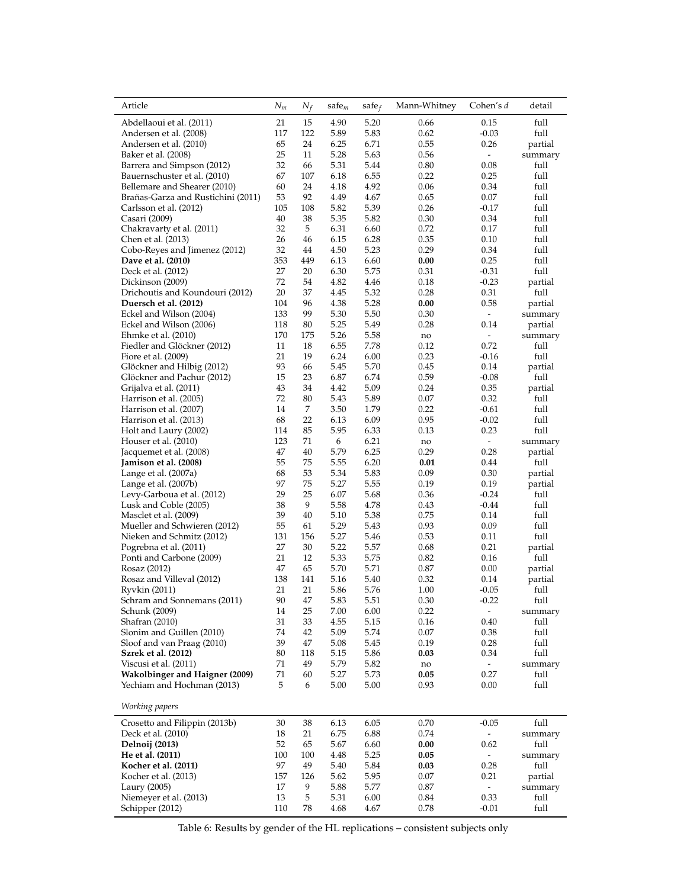| Article | $N_m$ | $N_f$ | safe$_m$ | safe$_f$ | Mann-Whitney | Cohen's $d$ | detail |
|---|---|---|---|---|---|---|---|
| Abdellaoui et al. (2011) | 21 | 15 | 4.90 | 5.20 | 0.66 | 0.15 | full |
| Andersen et al. (2008) | 117 | 122 | 5.89 | 5.83 | 0.62 | -0.03 | full |
| Andersen et al. (2010) | 65 | 24 | 6.25 | 6.71 | 0.55 | 0.26 | partial |
| Baker et al. (2008) | 25 | 11 | 5.28 | 5.63 | 0.56 | - | summary |
| Barrera and Simpson (2012) | 32 | 66 | 5.31 | 5.44 | 0.80 | 0.08 | full |
| Bauernschuster et al. (2010) | 67 | 107 | 6.18 | 6.55 | 0.22 | 0.25 | full |
| Bellemare and Shearer (2010) | 60 | 24 | 4.18 | 4.92 | 0.06 | 0.34 | full |
| Brañas-Garza and Rustichini (2011) | 53 | 92 | 4.49 | 4.67 | 0.65 | 0.07 | full |
| Carlsson et al. (2012) | 105 | 108 | 5.82 | 5.39 | 0.26 | -0.17 | full |
| Casari (2009) | 40 | 38 | 5.35 | 5.82 | 0.30 | 0.34 | full |
| Chakravarty et al. (2011) | 32 | 5 | 6.31 | 6.60 | 0.72 | 0.17 | full |
| Chen et al. (2013) | 26 | 46 | 6.15 | 6.28 | 0.35 | 0.10 | full |
| Cobo-Reyes and Jimenez (2012) | 32 | 44 | 4.50 | 5.23 | 0.29 | 0.34 | full |
| **Dave et al. (2010)** | 353 | 449 | 6.13 | 6.60 | **0.00** | 0.25 | full |
| Deck et al. (2012) | 27 | 20 | 6.30 | 5.75 | 0.31 | -0.31 | full |
| Dickinson (2009) | 72 | 54 | 4.82 | 4.46 | 0.18 | -0.23 | partial |
| Drichoutis and Koundouri (2012) | 20 | 37 | 4.45 | 5.32 | 0.28 | 0.31 | full |
| **Duersch et al. (2012)** | 104 | 96 | 4.38 | 5.28 | **0.00** | 0.58 | partial |
| Eckel and Wilson (2004) | 133 | 99 | 5.30 | 5.50 | 0.30 | - | summary |
| Eckel and Wilson (2006) | 118 | 80 | 5.25 | 5.49 | 0.28 | 0.14 | partial |
| Ehmke et al. (2010) | 170 | 175 | 5.26 | 5.58 | no | - | summary |
| Fiedler and Glöckner (2012) | 11 | 18 | 6.55 | 7.78 | 0.12 | 0.72 | full |
| Fiore et al. (2009) | 21 | 19 | 6.24 | 6.00 | 0.23 | -0.16 | full |
| Glöckner and Hilbig (2012) | 93 | 66 | 5.45 | 5.70 | 0.45 | 0.14 | partial |
| Glöckner and Pachur (2012) | 15 | 23 | 6.87 | 6.74 | 0.59 | -0.08 | full |
| Grijalva et al. (2011) | 43 | 34 | 4.42 | 5.09 | 0.24 | 0.35 | partial |
| Harrison et al. (2005) | 72 | 80 | 5.43 | 5.89 | 0.07 | 0.32 | full |
| Harrison et al. (2007) | 14 | 7 | 3.50 | 1.79 | 0.22 | -0.61 | full |
| Harrison et al. (2013) | 68 | 22 | 6.13 | 6.09 | 0.95 | -0.02 | full |
| Holt and Laury (2002) | 114 | 85 | 5.95 | 6.33 | 0.13 | 0.23 | full |
| Houser et al. (2010) | 123 | 71 | 6 | 6.21 | no | - | summary |
| Jacquemet et al. (2008) | 47 | 40 | 5.79 | 6.25 | 0.29 | 0.28 | partial |
| **Jamison et al. (2008)** | 55 | 75 | 5.55 | 6.20 | **0.01** | 0.44 | full |
| Lange et al. (2007a) | 68 | 53 | 5.34 | 5.83 | 0.09 | 0.30 | partial |
| Lange et al. (2007b) | 97 | 75 | 5.27 | 5.55 | 0.19 | 0.19 | partial |
| Levy-Garboua et al. (2012) | 29 | 25 | 6.07 | 5.68 | 0.36 | -0.24 | full |
| Lusk and Coble (2005) | 38 | 9 | 5.58 | 4.78 | 0.43 | -0.44 | full |
| Masclet et al. (2009) | 39 | 40 | 5.10 | 5.38 | 0.75 | 0.14 | full |
| Mueller and Schwieren (2012) | 55 | 61 | 5.29 | 5.43 | 0.93 | 0.09 | full |
| Nieken and Schmitz (2012) | 131 | 156 | 5.27 | 5.46 | 0.53 | 0.11 | full |
| Pogrebna et al. (2011) | 27 | 30 | 5.22 | 5.57 | 0.68 | 0.21 | partial |
| Ponti and Carbone (2009) | 21 | 12 | 5.33 | 5.75 | 0.82 | 0.16 | full |
| Rosaz (2012) | 47 | 65 | 5.70 | 5.71 | 0.87 | 0.00 | partial |
| Rosaz and Villeval (2012) | 138 | 141 | 5.16 | 5.40 | 0.32 | 0.14 | partial |
| Ryvkin (2011) | 21 | 21 | 5.86 | 5.76 | 1.00 | -0.05 | full |
| Schram and Sonnemans (2011) | 90 | 47 | 5.83 | 5.51 | 0.30 | -0.22 | full |
| Schunk (2009) | 14 | 25 | 7.00 | 6.00 | 0.22 | - | summary |
| Shafran (2010) | 31 | 33 | 4.55 | 5.15 | 0.16 | 0.40 | full |
| Slonim and Guillen (2010) | 74 | 42 | 5.09 | 5.74 | 0.07 | 0.38 | full |
| Sloof and van Praag (2010) | 39 | 47 | 5.08 | 5.45 | 0.19 | 0.28 | full |
| **Szrek et al. (2012)** | 80 | 118 | 5.15 | 5.86 | **0.03** | 0.34 | full |
| Viscusi et al. (2011) | 71 | 49 | 5.79 | 5.82 | no | - | summary |
| **Wakolbinger and Haigner (2009)** | 71 | 60 | 5.27 | 5.73 | **0.05** | 0.27 | full |
| Yechiam and Hochman (2013) | 5 | 6 | 5.00 | 5.00 | 0.93 | 0.00 | full |
| *Working papers* | | | | | | | |
| Crosetto and Filippin (2013b) | 30 | 38 | 6.13 | 6.05 | 0.70 | -0.05 | full |
| Deck et al. (2010) | 18 | 21 | 6.75 | 6.88 | 0.74 | - | summary |
| **Delnoij (2013)** | 52 | 65 | 5.67 | 6.60 | **0.00** | 0.62 | full |
| **He et al. (2011)** | 100 | 100 | 4.48 | 5.25 | **0.05** | - | summary |
| **Kocher et al. (2011)** | 97 | 49 | 5.40 | 5.84 | **0.03** | 0.28 | full |
| Kocher et al. (2013) | 157 | 126 | 5.62 | 5.95 | 0.07 | 0.21 | partial |
| Laury (2005) | 17 | 9 | 5.88 | 5.77 | 0.87 | - | summary |
| Niemeyer et al. (2013) | 13 | 5 | 5.31 | 6.00 | 0.84 | 0.33 | full |
| Schipper (2012) | 110 | 78 | 4.68 | 4.67 | 0.78 | -0.01 | full |

Table 6: Results by gender of the HL replications – consistent subjects only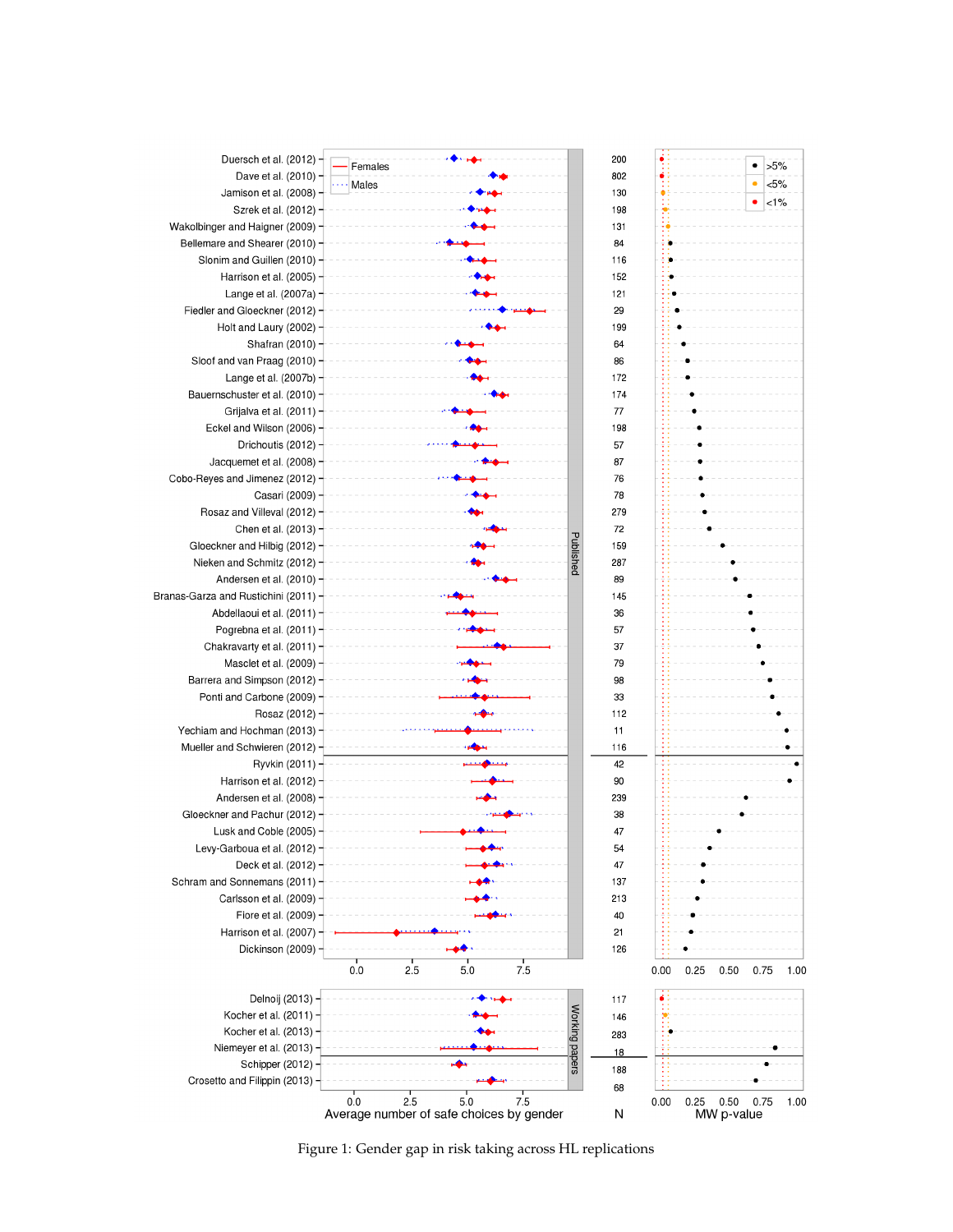Figure 1: Gender gap in risk taking across HL replications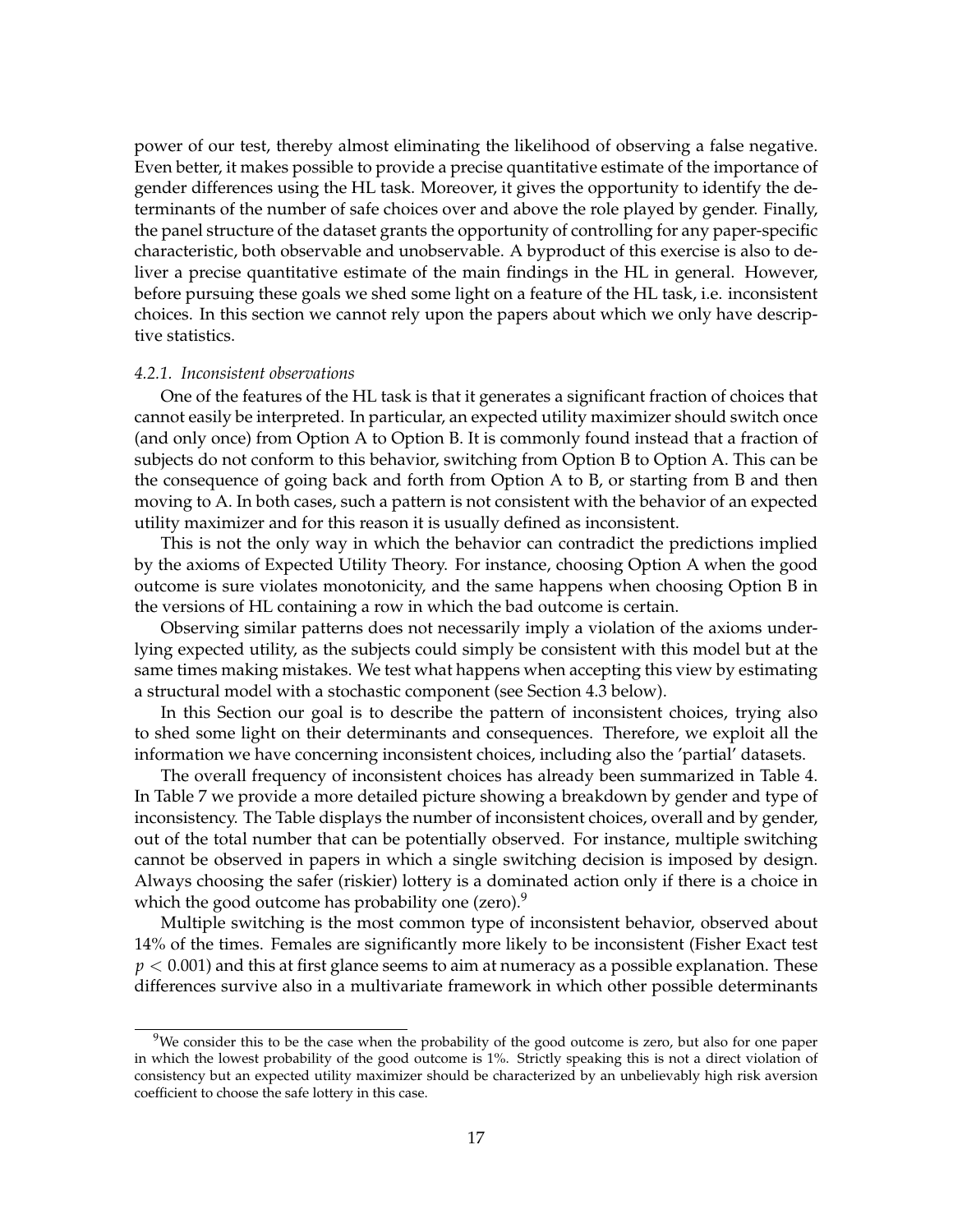power of our test, thereby almost eliminating the likelihood of observing a false negative. Even better, it makes possible to provide a precise quantitative estimate of the importance of gender differences using the HL task. Moreover, it gives the opportunity to identify the determinants of the number of safe choices over and above the role played by gender. Finally, the panel structure of the dataset grants the opportunity of controlling for any paper-specific characteristic, both observable and unobservable. A byproduct of this exercise is also to deliver a precise quantitative estimate of the main findings in the HL in general. However, before pursuing these goals we shed some light on a feature of the HL task, i.e. inconsistent choices. In this section we cannot rely upon the papers about which we only have descriptive statistics.

#### *4.2.1. Inconsistent observations*

One of the features of the HL task is that it generates a significant fraction of choices that cannot easily be interpreted. In particular, an expected utility maximizer should switch once (and only once) from Option A to Option B. It is commonly found instead that a fraction of subjects do not conform to this behavior, switching from Option B to Option A. This can be the consequence of going back and forth from Option A to B, or starting from B and then moving to A. In both cases, such a pattern is not consistent with the behavior of an expected utility maximizer and for this reason it is usually defined as inconsistent.

This is not the only way in which the behavior can contradict the predictions implied by the axioms of Expected Utility Theory. For instance, choosing Option A when the good outcome is sure violates monotonicity, and the same happens when choosing Option B in the versions of HL containing a row in which the bad outcome is certain.

Observing similar patterns does not necessarily imply a violation of the axioms underlying expected utility, as the subjects could simply be consistent with this model but at the same times making mistakes. We test what happens when accepting this view by estimating a structural model with a stochastic component (see Section 4.3 below).

In this Section our goal is to describe the pattern of inconsistent choices, trying also to shed some light on their determinants and consequences. Therefore, we exploit all the information we have concerning inconsistent choices, including also the 'partial' datasets.

The overall frequency of inconsistent choices has already been summarized in Table 4. In Table 7 we provide a more detailed picture showing a breakdown by gender and type of inconsistency. The Table displays the number of inconsistent choices, overall and by gender, out of the total number that can be potentially observed. For instance, multiple switching cannot be observed in papers in which a single switching decision is imposed by design. Always choosing the safer (riskier) lottery is a dominated action only if there is a choice in which the good outcome has probability one (zero).[9]

Multiple switching is the most common type of inconsistent behavior, observed about 14% of the times. Females are significantly more likely to be inconsistent (Fisher Exact test $p < 0.001$) and this at first glance seems to aim at numeracy as a possible explanation. These differences survive also in a multivariate framework in which other possible determinants

[9]We consider this to be the case when the probability of the good outcome is zero, but also for one paper in which the lowest probability of the good outcome is 1%. Strictly speaking this is not a direct violation of consistency but an expected utility maximizer should be characterized by an unbelievably high risk aversion coefficient to choose the safe lottery in this case.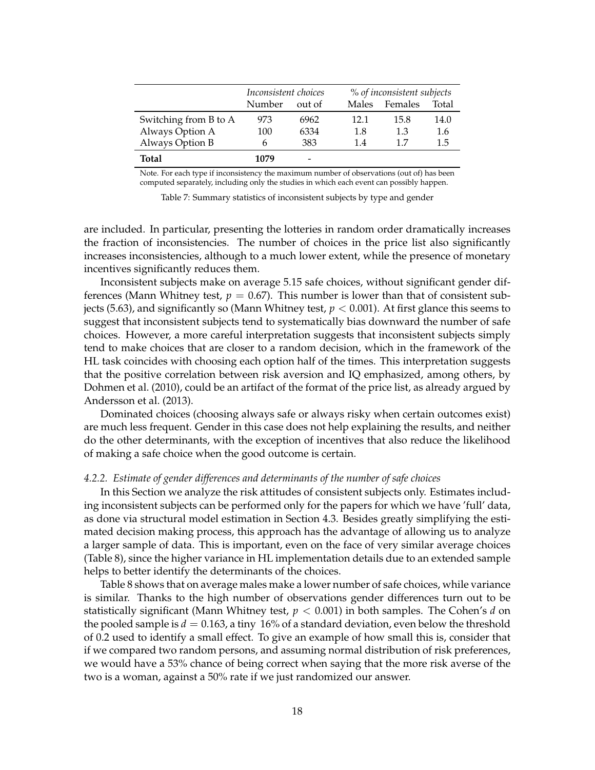| | *Inconsistent choices* | | *% of inconsistent subjects* | | |
|---|---|---|---|---|---|
| | Number | out of | Males | Females | Total |
| Switching from B to A | 973 | 6962 | 12.1 | 15.8 | 14.0 |
| Always Option A | 100 | 6334 | 1.8 | 1.3 | 1.6 |
| Always Option B | 6 | 383 | 1.4 | 1.7 | 1.5 |
| **Total** | **1079** | - | | | |

Note. For each type if inconsistency the maximum number of observations (out of) has been computed separately, including only the studies in which each event can possibly happen.

Table 7: Summary statistics of inconsistent subjects by type and gender

are included. In particular, presenting the lotteries in random order dramatically increases the fraction of inconsistencies. The number of choices in the price list also significantly increases inconsistencies, although to a much lower extent, while the presence of monetary incentives significantly reduces them.

Inconsistent subjects make on average 5.15 safe choices, without significant gender differences (Mann Whitney test, $p = 0.67$). This number is lower than that of consistent subjects (5.63), and significantly so (Mann Whitney test, $p < 0.001$). At first glance this seems to suggest that inconsistent subjects tend to systematically bias downward the number of safe choices. However, a more careful interpretation suggests that inconsistent subjects simply tend to make choices that are closer to a random decision, which in the framework of the HL task coincides with choosing each option half of the times. This interpretation suggests that the positive correlation between risk aversion and IQ emphasized, among others, by Dohmen et al. (2010), could be an artifact of the format of the price list, as already argued by Andersson et al. (2013).

Dominated choices (choosing always safe or always risky when certain outcomes exist) are much less frequent. Gender in this case does not help explaining the results, and neither do the other determinants, with the exception of incentives that also reduce the likelihood of making a safe choice when the good outcome is certain.

#### *4.2.2. Estimate of gender differences and determinants of the number of safe choices*

In this Section we analyze the risk attitudes of consistent subjects only. Estimates including inconsistent subjects can be performed only for the papers for which we have 'full' data, as done via structural model estimation in Section 4.3. Besides greatly simplifying the estimated decision making process, this approach has the advantage of allowing us to analyze a larger sample of data. This is important, even on the face of very similar average choices (Table 8), since the higher variance in HL implementation details due to an extended sample helps to better identify the determinants of the choices.

Table 8 shows that on average males make a lower number of safe choices, while variance is similar. Thanks to the high number of observations gender differences turn out to be statistically significant (Mann Whitney test, $p < 0.001$) in both samples. The Cohen's $d$ on the pooled sample is $d = 0.163$, a tiny 16% of a standard deviation, even below the threshold of 0.2 used to identify a small effect. To give an example of how small this is, consider that if we compared two random persons, and assuming normal distribution of risk preferences, we would have a 53% chance of being correct when saying that the more risk averse of the two is a woman, against a 50% rate if we just randomized our answer.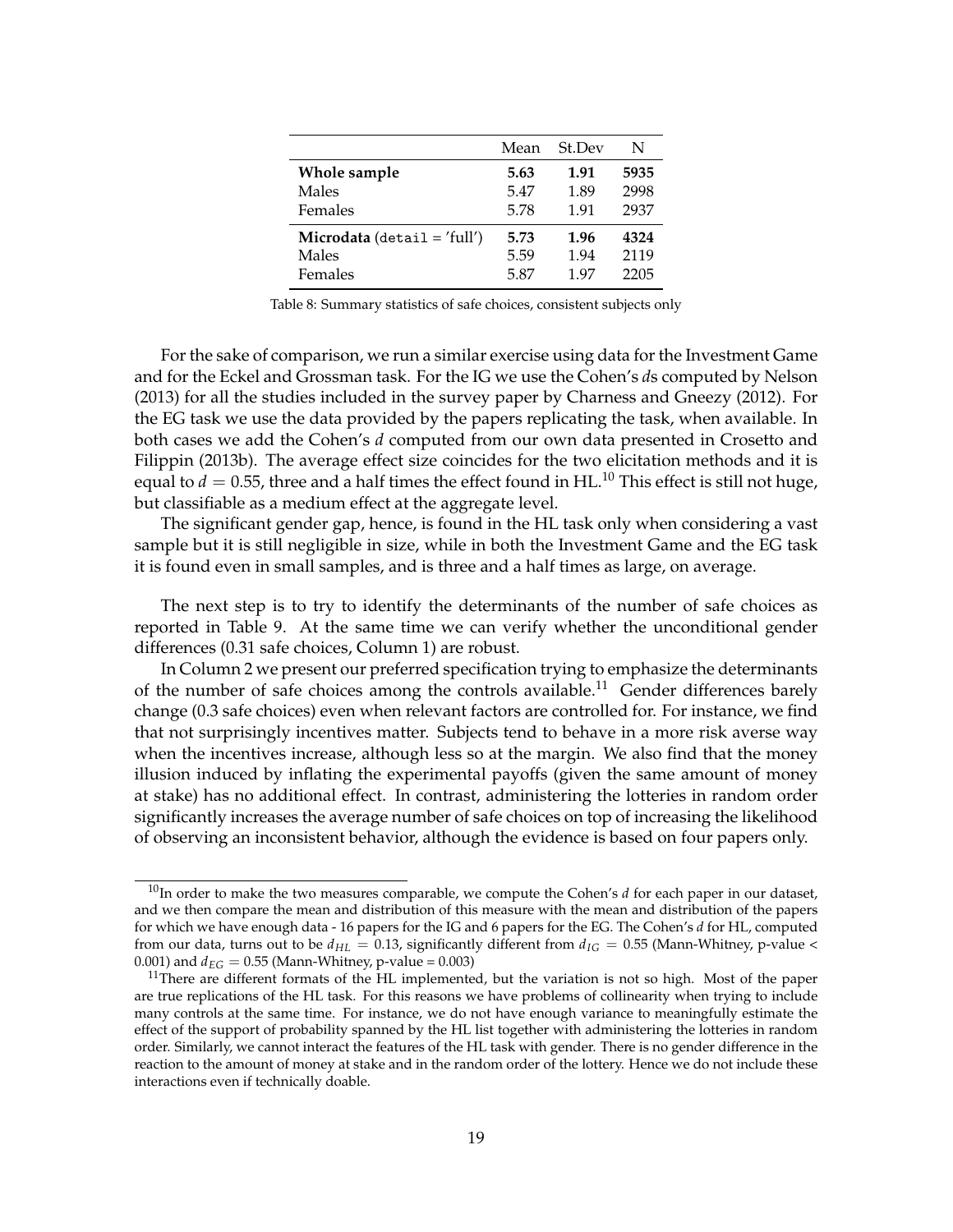| | Mean | St.Dev | N |
|---|---|---|---|
| **Whole sample** | **5.63** | **1.91** | **5935** |
| Males | 5.47 | 1.89 | 2998 |
| Females | 5.78 | 1.91 | 2937 |
| **Microdata** (`detail = 'full'`) | **5.73** | **1.96** | **4324** |
| Males | 5.59 | 1.94 | 2119 |
| Females | 5.87 | 1.97 | 2205 |

Table 8: Summary statistics of safe choices, consistent subjects only

For the sake of comparison, we run a similar exercise using data for the Investment Game and for the Eckel and Grossman task. For the IG we use the Cohen's *d*s computed by Nelson (2013) for all the studies included in the survey paper by Charness and Gneezy (2012). For the EG task we use the data provided by the papers replicating the task, when available. In both cases we add the Cohen's *d* computed from our own data presented in Crosetto and Filippin (2013b). The average effect size coincides for the two elicitation methods and it is equal to $d = 0.55$, three and a half times the effect found in HL.[10] This effect is still not huge, but classifiable as a medium effect at the aggregate level.

The significant gender gap, hence, is found in the HL task only when considering a vast sample but it is still negligible in size, while in both the Investment Game and the EG task it is found even in small samples, and is three and a half times as large, on average.

The next step is to try to identify the determinants of the number of safe choices as reported in Table 9. At the same time we can verify whether the unconditional gender differences (0.31 safe choices, Column 1) are robust.

In Column 2 we present our preferred specification trying to emphasize the determinants of the number of safe choices among the controls available.[11] Gender differences barely change (0.3 safe choices) even when relevant factors are controlled for. For instance, we find that not surprisingly incentives matter. Subjects tend to behave in a more risk averse way when the incentives increase, although less so at the margin. We also find that the money illusion induced by inflating the experimental payoffs (given the same amount of money at stake) has no additional effect. In contrast, administering the lotteries in random order significantly increases the average number of safe choices on top of increasing the likelihood of observing an inconsistent behavior, although the evidence is based on four papers only.

[10] In order to make the two measures comparable, we compute the Cohen's *d* for each paper in our dataset, and we then compare the mean and distribution of this measure with the mean and distribution of the papers for which we have enough data - 16 papers for the IG and 6 papers for the EG. The Cohen's *d* for HL, computed from our data, turns out to be $d_{HL} = 0.13$, significantly different from $d_{IG} = 0.55$ (Mann-Whitney, p-value < 0.001) and $d_{EG} = 0.55$ (Mann-Whitney, p-value = 0.003)

[11] There are different formats of the HL implemented, but the variation is not so high. Most of the paper are true replications of the HL task. For this reasons we have problems of collinearity when trying to include many controls at the same time. For instance, we do not have enough variance to meaningfully estimate the effect of the support of probability spanned by the HL list together with administering the lotteries in random order. Similarly, we cannot interact the features of the HL task with gender. There is no gender difference in the reaction to the amount of money at stake and in the random order of the lottery. Hence we do not include these interactions even if technically doable.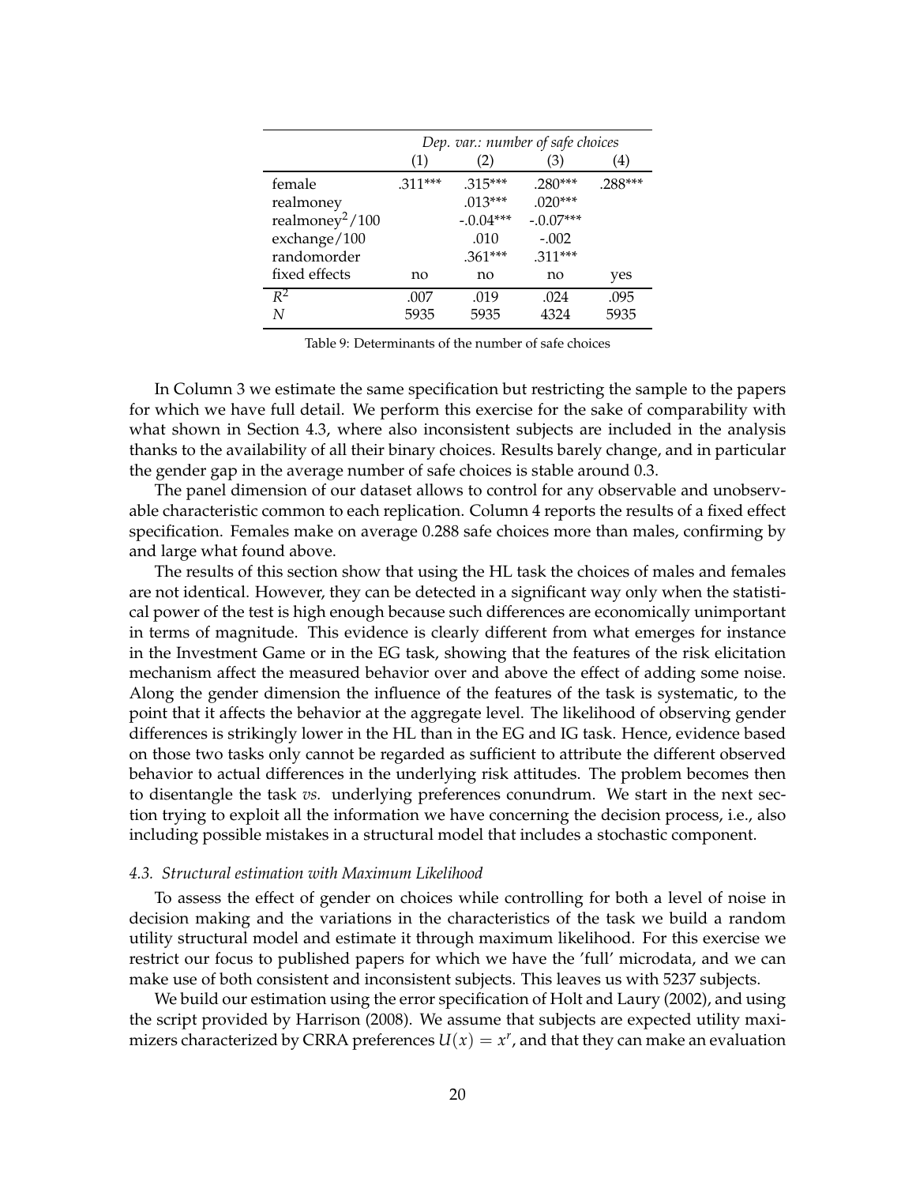| | *Dep. var.: number of safe choices* | | | |
|---|---|---|---|---|
| | (1) | (2) | (3) | (4) |
| female | .311*** | .315*** | .280*** | .288*** |
| realmoney | | .013*** | .020*** | |
| realmoney$^2$/100 | | -.0.04*** | -.0.07*** | |
| exchange/100 | | .010 | -.002 | |
| randomorder | | .361*** | .311*** | |
| fixed effects | no | no | no | yes |
| $R^2$ | .007 | .019 | .024 | .095 |
| $N$ | 5935 | 5935 | 4324 | 5935 |

Table 9: Determinants of the number of safe choices

In Column 3 we estimate the same specification but restricting the sample to the papers for which we have full detail. We perform this exercise for the sake of comparability with what shown in Section 4.3, where also inconsistent subjects are included in the analysis thanks to the availability of all their binary choices. Results barely change, and in particular the gender gap in the average number of safe choices is stable around 0.3.

The panel dimension of our dataset allows to control for any observable and unobservable characteristic common to each replication. Column 4 reports the results of a fixed effect specification. Females make on average 0.288 safe choices more than males, confirming by and large what found above.

The results of this section show that using the HL task the choices of males and females are not identical. However, they can be detected in a significant way only when the statistical power of the test is high enough because such differences are economically unimportant in terms of magnitude. This evidence is clearly different from what emerges for instance in the Investment Game or in the EG task, showing that the features of the risk elicitation mechanism affect the measured behavior over and above the effect of adding some noise. Along the gender dimension the influence of the features of the task is systematic, to the point that it affects the behavior at the aggregate level. The likelihood of observing gender differences is strikingly lower in the HL than in the EG and IG task. Hence, evidence based on those two tasks only cannot be regarded as sufficient to attribute the different observed behavior to actual differences in the underlying risk attitudes. The problem becomes then to disentangle the task *vs.* underlying preferences conundrum. We start in the next section trying to exploit all the information we have concerning the decision process, i.e., also including possible mistakes in a structural model that includes a stochastic component.

#### *4.3. Structural estimation with Maximum Likelihood*

To assess the effect of gender on choices while controlling for both a level of noise in decision making and the variations in the characteristics of the task we build a random utility structural model and estimate it through maximum likelihood. For this exercise we restrict our focus to published papers for which we have the 'full' microdata, and we can make use of both consistent and inconsistent subjects. This leaves us with 5237 subjects.

We build our estimation using the error specification of Holt and Laury (2002), and using the script provided by Harrison (2008). We assume that subjects are expected utility maximizers characterized by CRRA preferences $U(x) = x^r$, and that they can make an evaluation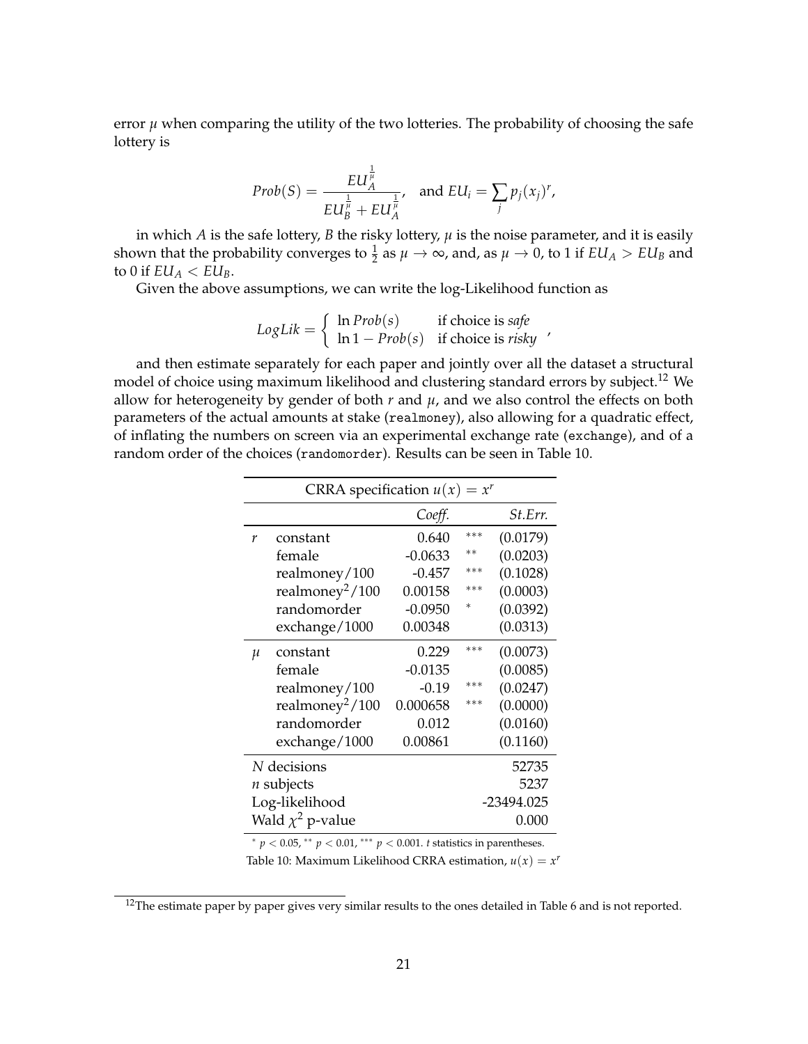error $\mu$ when comparing the utility of the two lotteries. The probability of choosing the safe lottery is

$$Prob(S) = \frac{EU_A^{\frac{1}{\mu}}}{EU_B^{\frac{1}{\mu}} + EU_A^{\frac{1}{\mu}}}, \quad \text{and } EU_i = \sum_j p_j (x_j)^r,$$

in which $A$ is the safe lottery, $B$ the risky lottery, $\mu$ is the noise parameter, and it is easily shown that the probability converges to $\frac{1}{2}$ as $\mu \to \infty$, and, as $\mu \to 0$, to 1 if $EU_A > EU_B$ and to 0 if $EU_A < EU_B$.

Given the above assumptions, we can write the log-Likelihood function as

$$LogLik = \begin{cases} \ln Prob(s) & \text{if choice is } safe \\ \ln 1 - Prob(s) & \text{if choice is } risky \end{cases},$$

and then estimate separately for each paper and jointly over all the dataset a structural model of choice using maximum likelihood and clustering standard errors by subject.[12] We allow for heterogeneity by gender of both $r$ and $\mu$, and we also control the effects on both parameters of the actual amounts at stake (realmoney), also allowing for a quadratic effect, of inflating the numbers on screen via an experimental exchange rate (exchange), and of a random order of the choices (randomorder). Results can be seen in Table 10.

| CRRA specification $u(x) = x^r$ | | | | |
|---|---|---|---|---|
| | | *Coeff.* | | *St.Err.* |
| $r$ | constant | 0.640 | *** | (0.0179) |
| | female | -0.0633 | ** | (0.0203) |
| | realmoney/100 | -0.457 | *** | (0.1028) |
| | realmoney$^2$/100 | 0.00158 | *** | (0.0003) |
| | randomorder | -0.0950 | * | (0.0392) |
| | exchange/1000 | 0.00348 | | (0.0313) |
| $\mu$ | constant | 0.229 | *** | (0.0073) |
| | female | -0.0135 | | (0.0085) |
| | realmoney/100 | -0.19 | *** | (0.0247) |
| | realmoney$^2$/100 | 0.000658 | *** | (0.0000) |
| | randomorder | 0.012 | | (0.0160) |
| | exchange/1000 | 0.00861 | | (0.1160) |
| $N$ decisions | | | | 52735 |
| $n$ subjects | | | | 5237 |
| Log-likelihood | | | | -23494.025 |
| Wald $\chi^2$ p-value | | | | 0.000 |

* $p < 0.05$, ** $p < 0.01$, *** $p < 0.001$. $t$ statistics in parentheses.

Table 10: Maximum Likelihood CRRA estimation, $u(x) = x^r$

[12] The estimate paper by paper gives very similar results to the ones detailed in Table 6 and is not reported.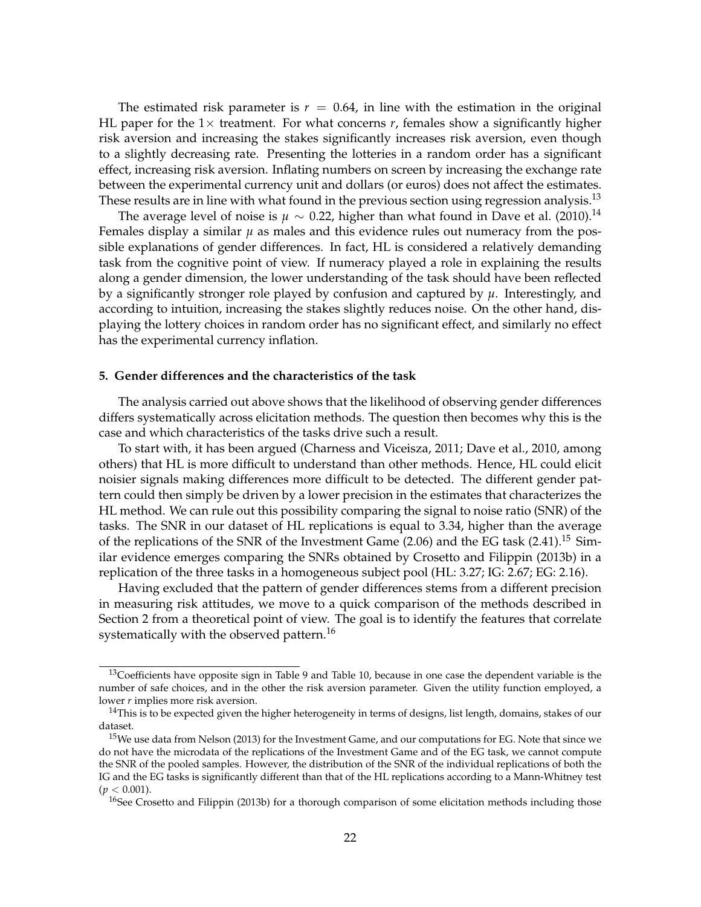The estimated risk parameter is $r = 0.64$, in line with the estimation in the original HL paper for the $1\times$ treatment. For what concerns $r$, females show a significantly higher risk aversion and increasing the stakes significantly increases risk aversion, even though to a slightly decreasing rate. Presenting the lotteries in a random order has a significant effect, increasing risk aversion. Inflating numbers on screen by increasing the exchange rate between the experimental currency unit and dollars (or euros) does not affect the estimates. These results are in line with what found in the previous section using regression analysis.[13]

The average level of noise is $\mu \sim 0.22$, higher than what found in Dave et al. (2010).[14] Females display a similar $\mu$ as males and this evidence rules out numeracy from the possible explanations of gender differences. In fact, HL is considered a relatively demanding task from the cognitive point of view. If numeracy played a role in explaining the results along a gender dimension, the lower understanding of the task should have been reflected by a significantly stronger role played by confusion and captured by $\mu$. Interestingly, and according to intuition, increasing the stakes slightly reduces noise. On the other hand, displaying the lottery choices in random order has no significant effect, and similarly no effect has the experimental currency inflation.

**5. Gender differences and the characteristics of the task**

The analysis carried out above shows that the likelihood of observing gender differences differs systematically across elicitation methods. The question then becomes why this is the case and which characteristics of the tasks drive such a result.

To start with, it has been argued (Charness and Viceisza, 2011; Dave et al., 2010, among others) that HL is more difficult to understand than other methods. Hence, HL could elicit noisier signals making differences more difficult to be detected. The different gender pattern could then simply be driven by a lower precision in the estimates that characterizes the HL method. We can rule out this possibility comparing the signal to noise ratio (SNR) of the tasks. The SNR in our dataset of HL replications is equal to 3.34, higher than the average of the replications of the SNR of the Investment Game (2.06) and the EG task (2.41).[15] Similar evidence emerges comparing the SNRs obtained by Crosetto and Filippin (2013b) in a replication of the three tasks in a homogeneous subject pool (HL: 3.27; IG: 2.67; EG: 2.16).

Having excluded that the pattern of gender differences stems from a different precision in measuring risk attitudes, we move to a quick comparison of the methods described in Section 2 from a theoretical point of view. The goal is to identify the features that correlate systematically with the observed pattern.[16]

[13] Coefficients have opposite sign in Table 9 and Table 10, because in one case the dependent variable is the number of safe choices, and in the other the risk aversion parameter. Given the utility function employed, a lower $r$ implies more risk aversion.

[14] This is to be expected given the higher heterogeneity in terms of designs, list length, domains, stakes of our dataset.

[15] We use data from Nelson (2013) for the Investment Game, and our computations for EG. Note that since we do not have the microdata of the replications of the Investment Game and of the EG task, we cannot compute the SNR of the pooled samples. However, the distribution of the SNR of the individual replications of both the IG and the EG tasks is significantly different than that of the HL replications according to a Mann-Whitney test ($p < 0.001$).

[16] See Crosetto and Filippin (2013b) for a thorough comparison of some elicitation methods including those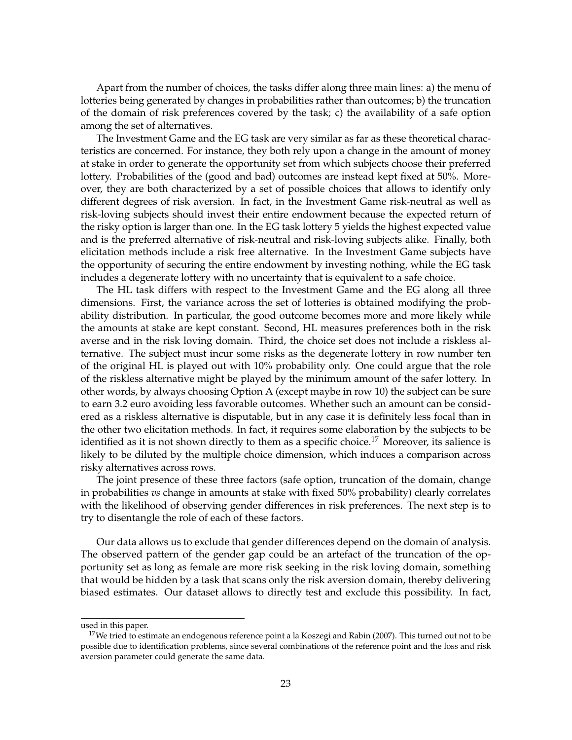Apart from the number of choices, the tasks differ along three main lines: a) the menu of lotteries being generated by changes in probabilities rather than outcomes; b) the truncation of the domain of risk preferences covered by the task; c) the availability of a safe option among the set of alternatives.

The Investment Game and the EG task are very similar as far as these theoretical characteristics are concerned. For instance, they both rely upon a change in the amount of money at stake in order to generate the opportunity set from which subjects choose their preferred lottery. Probabilities of the (good and bad) outcomes are instead kept fixed at 50%. Moreover, they are both characterized by a set of possible choices that allows to identify only different degrees of risk aversion. In fact, in the Investment Game risk-neutral as well as risk-loving subjects should invest their entire endowment because the expected return of the risky option is larger than one. In the EG task lottery 5 yields the highest expected value and is the preferred alternative of risk-neutral and risk-loving subjects alike. Finally, both elicitation methods include a risk free alternative. In the Investment Game subjects have the opportunity of securing the entire endowment by investing nothing, while the EG task includes a degenerate lottery with no uncertainty that is equivalent to a safe choice.

The HL task differs with respect to the Investment Game and the EG along all three dimensions. First, the variance across the set of lotteries is obtained modifying the probability distribution. In particular, the good outcome becomes more and more likely while the amounts at stake are kept constant. Second, HL measures preferences both in the risk averse and in the risk loving domain. Third, the choice set does not include a riskless alternative. The subject must incur some risks as the degenerate lottery in row number ten of the original HL is played out with 10% probability only. One could argue that the role of the riskless alternative might be played by the minimum amount of the safer lottery. In other words, by always choosing Option A (except maybe in row 10) the subject can be sure to earn 3.2 euro avoiding less favorable outcomes. Whether such an amount can be considered as a riskless alternative is disputable, but in any case it is definitely less focal than in the other two elicitation methods. In fact, it requires some elaboration by the subjects to be identified as it is not shown directly to them as a specific choice.[17] Moreover, its salience is likely to be diluted by the multiple choice dimension, which induces a comparison across risky alternatives across rows.

The joint presence of these three factors (safe option, truncation of the domain, change in probabilities *vs* change in amounts at stake with fixed 50% probability) clearly correlates with the likelihood of observing gender differences in risk preferences. The next step is to try to disentangle the role of each of these factors.

Our data allows us to exclude that gender differences depend on the domain of analysis. The observed pattern of the gender gap could be an artefact of the truncation of the opportunity set as long as female are more risk seeking in the risk loving domain, something that would be hidden by a task that scans only the risk aversion domain, thereby delivering biased estimates. Our dataset allows to directly test and exclude this possibility. In fact,

---

used in this paper.

[17] We tried to estimate an endogenous reference point a la Koszegi and Rabin (2007). This turned out not to be possible due to identification problems, since several combinations of the reference point and the loss and risk aversion parameter could generate the same data.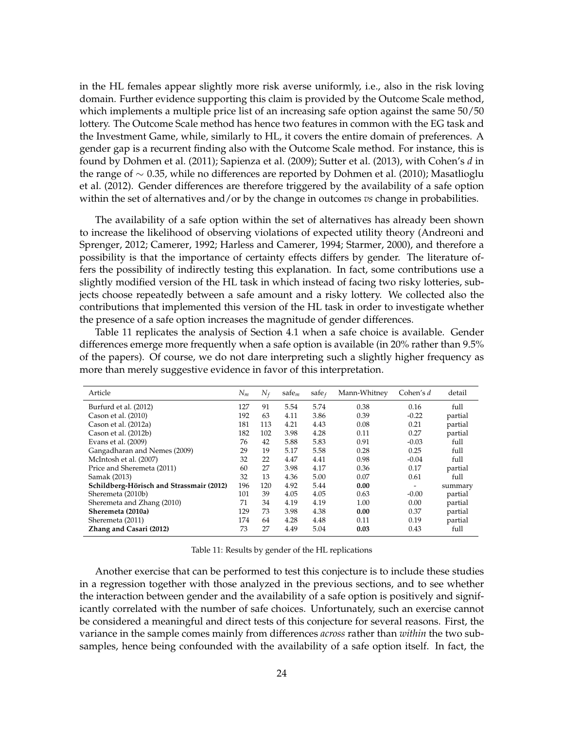in the HL females appear slightly more risk averse uniformly, i.e., also in the risk loving domain. Further evidence supporting this claim is provided by the Outcome Scale method, which implements a multiple price list of an increasing safe option against the same 50/50 lottery. The Outcome Scale method has hence two features in common with the EG task and the Investment Game, while, similarly to HL, it covers the entire domain of preferences. A gender gap is a recurrent finding also with the Outcome Scale method. For instance, this is found by Dohmen et al. (2011); Sapienza et al. (2009); Sutter et al. (2013), with Cohen's $d$ in the range of $\sim 0.35$, while no differences are reported by Dohmen et al. (2010); Masatlioglu et al. (2012). Gender differences are therefore triggered by the availability of a safe option within the set of alternatives and/or by the change in outcomes *vs* change in probabilities.

The availability of a safe option within the set of alternatives has already been shown to increase the likelihood of observing violations of expected utility theory (Andreoni and Sprenger, 2012; Camerer, 1992; Harless and Camerer, 1994; Starmer, 2000), and therefore a possibility is that the importance of certainty effects differs by gender. The literature offers the possibility of indirectly testing this explanation. In fact, some contributions use a slightly modified version of the HL task in which instead of facing two risky lotteries, subjects choose repeatedly between a safe amount and a risky lottery. We collected also the contributions that implemented this version of the HL task in order to investigate whether the presence of a safe option increases the magnitude of gender differences.

Table 11 replicates the analysis of Section 4.1 when a safe choice is available. Gender differences emerge more frequently when a safe option is available (in 20% rather than 9.5% of the papers). Of course, we do not dare interpreting such a slightly higher frequency as more than merely suggestive evidence in favor of this interpretation.

| Article | $N_m$ | $N_f$ | safe$_m$ | safe$_f$ | Mann-Whitney | Cohen's $d$ | detail |
|---|---|---|---|---|---|---|---|
| Burfurd et al. (2012) | 127 | 91 | 5.54 | 5.74 | 0.38 | 0.16 | full |
| Cason et al. (2010) | 192 | 63 | 4.11 | 3.86 | 0.39 | -0.22 | partial |
| Cason et al. (2012a) | 181 | 113 | 4.21 | 4.43 | 0.08 | 0.21 | partial |
| Cason et al. (2012b) | 182 | 102 | 3.98 | 4.28 | 0.11 | 0.27 | partial |
| Evans et al. (2009) | 76 | 42 | 5.88 | 5.83 | 0.91 | -0.03 | full |
| Gangadharan and Nemes (2009) | 29 | 19 | 5.17 | 5.58 | 0.28 | 0.25 | full |
| McIntosh et al. (2007) | 32 | 22 | 4.47 | 4.41 | 0.98 | -0.04 | full |
| Price and Sheremeta (2011) | 60 | 27 | 3.98 | 4.17 | 0.36 | 0.17 | partial |
| Samak (2013) | 32 | 13 | 4.36 | 5.00 | 0.07 | 0.61 | full |
| **Schildberg-Hörisch and Strassmair (2012)** | 196 | 120 | 4.92 | 5.44 | **0.00** | - | summary |
| Sheremeta (2010b) | 101 | 39 | 4.05 | 4.05 | 0.63 | -0.00 | partial |
| Sheremeta and Zhang (2010) | 71 | 34 | 4.19 | 4.19 | 1.00 | 0.00 | partial |
| **Sheremeta (2010a)** | 129 | 73 | 3.98 | 4.38 | **0.00** | 0.37 | partial |
| Sheremeta (2011) | 174 | 64 | 4.28 | 4.48 | 0.11 | 0.19 | partial |
| **Zhang and Casari (2012)** | 73 | 27 | 4.49 | 5.04 | **0.03** | 0.43 | full |

Table 11: Results by gender of the HL replications

Another exercise that can be performed to test this conjecture is to include these studies in a regression together with those analyzed in the previous sections, and to see whether the interaction between gender and the availability of a safe option is positively and significantly correlated with the number of safe choices. Unfortunately, such an exercise cannot be considered a meaningful and direct tests of this conjecture for several reasons. First, the variance in the sample comes mainly from differences *across* rather than *within* the two subsamples, hence being confounded with the availability of a safe option itself. In fact, the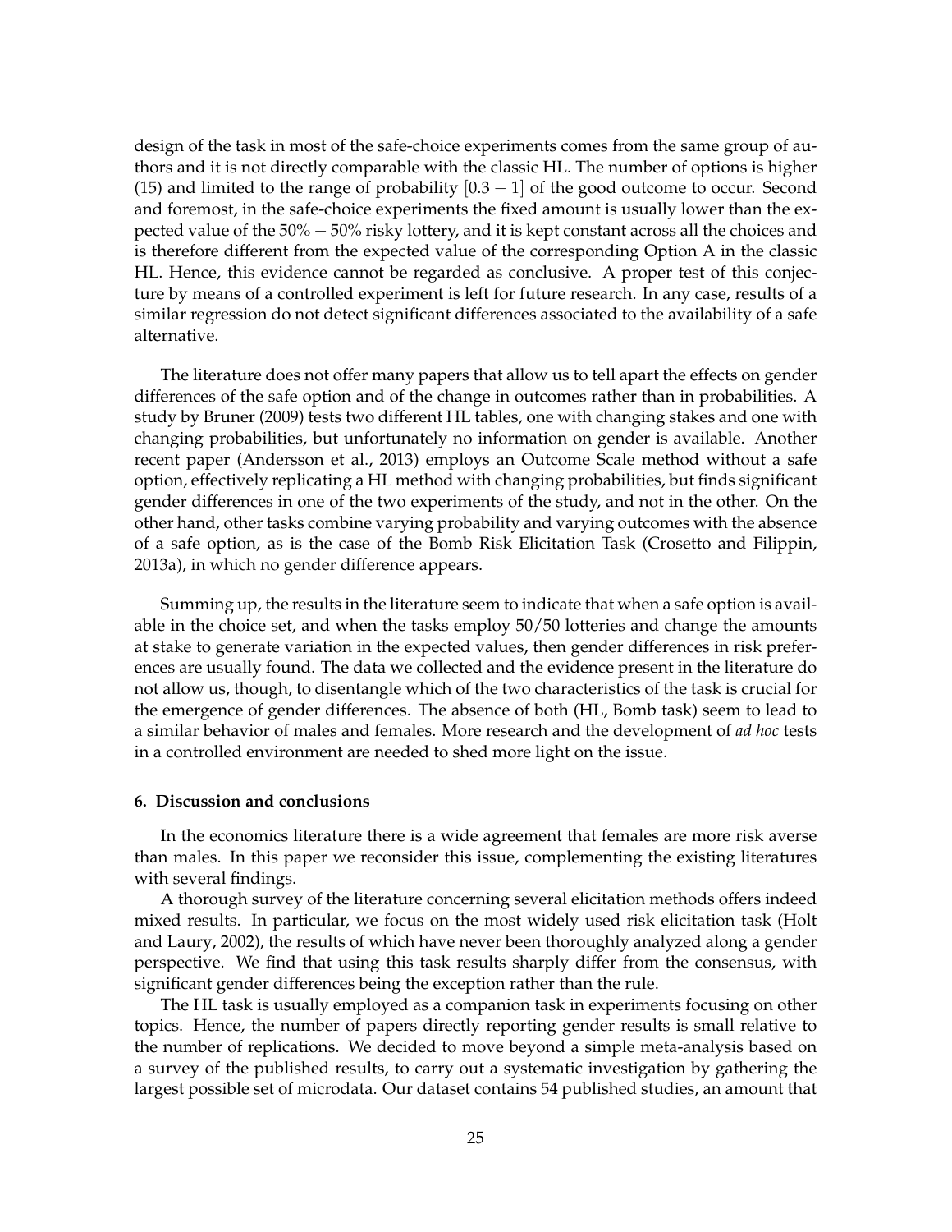design of the task in most of the safe-choice experiments comes from the same group of authors and it is not directly comparable with the classic HL. The number of options is higher (15) and limited to the range of probability $[0.3 - 1]$ of the good outcome to occur. Second and foremost, in the safe-choice experiments the fixed amount is usually lower than the expected value of the $50\% - 50\%$ risky lottery, and it is kept constant across all the choices and is therefore different from the expected value of the corresponding Option A in the classic HL. Hence, this evidence cannot be regarded as conclusive. A proper test of this conjecture by means of a controlled experiment is left for future research. In any case, results of a similar regression do not detect significant differences associated to the availability of a safe alternative.

The literature does not offer many papers that allow us to tell apart the effects on gender differences of the safe option and of the change in outcomes rather than in probabilities. A study by Bruner (2009) tests two different HL tables, one with changing stakes and one with changing probabilities, but unfortunately no information on gender is available. Another recent paper (Andersson et al., 2013) employs an Outcome Scale method without a safe option, effectively replicating a HL method with changing probabilities, but finds significant gender differences in one of the two experiments of the study, and not in the other. On the other hand, other tasks combine varying probability and varying outcomes with the absence of a safe option, as is the case of the Bomb Risk Elicitation Task (Crosetto and Filippin, 2013a), in which no gender difference appears.

Summing up, the results in the literature seem to indicate that when a safe option is available in the choice set, and when the tasks employ 50/50 lotteries and change the amounts at stake to generate variation in the expected values, then gender differences in risk preferences are usually found. The data we collected and the evidence present in the literature do not allow us, though, to disentangle which of the two characteristics of the task is crucial for the emergence of gender differences. The absence of both (HL, Bomb task) seem to lead to a similar behavior of males and females. More research and the development of *ad hoc* tests in a controlled environment are needed to shed more light on the issue.

#### 6. Discussion and conclusions

In the economics literature there is a wide agreement that females are more risk averse than males. In this paper we reconsider this issue, complementing the existing literatures with several findings.

A thorough survey of the literature concerning several elicitation methods offers indeed mixed results. In particular, we focus on the most widely used risk elicitation task (Holt and Laury, 2002), the results of which have never been thoroughly analyzed along a gender perspective. We find that using this task results sharply differ from the consensus, with significant gender differences being the exception rather than the rule.

The HL task is usually employed as a companion task in experiments focusing on other topics. Hence, the number of papers directly reporting gender results is small relative to the number of replications. We decided to move beyond a simple meta-analysis based on a survey of the published results, to carry out a systematic investigation by gathering the largest possible set of microdata. Our dataset contains 54 published studies, an amount that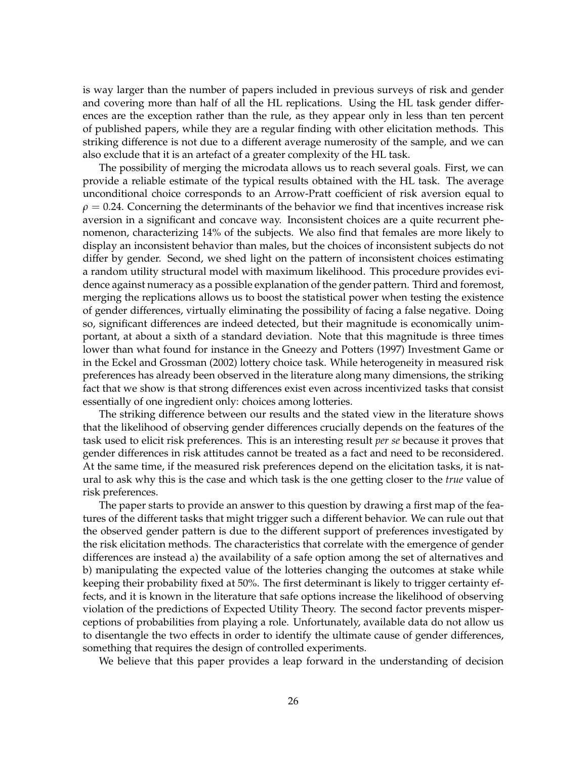is way larger than the number of papers included in previous surveys of risk and gender and covering more than half of all the HL replications. Using the HL task gender differences are the exception rather than the rule, as they appear only in less than ten percent of published papers, while they are a regular finding with other elicitation methods. This striking difference is not due to a different average numerosity of the sample, and we can also exclude that it is an artefact of a greater complexity of the HL task.

The possibility of merging the microdata allows us to reach several goals. First, we can provide a reliable estimate of the typical results obtained with the HL task. The average unconditional choice corresponds to an Arrow-Pratt coefficient of risk aversion equal to $\rho = 0.24$. Concerning the determinants of the behavior we find that incentives increase risk aversion in a significant and concave way. Inconsistent choices are a quite recurrent phenomenon, characterizing 14% of the subjects. We also find that females are more likely to display an inconsistent behavior than males, but the choices of inconsistent subjects do not differ by gender. Second, we shed light on the pattern of inconsistent choices estimating a random utility structural model with maximum likelihood. This procedure provides evidence against numeracy as a possible explanation of the gender pattern. Third and foremost, merging the replications allows us to boost the statistical power when testing the existence of gender differences, virtually eliminating the possibility of facing a false negative. Doing so, significant differences are indeed detected, but their magnitude is economically unimportant, at about a sixth of a standard deviation. Note that this magnitude is three times lower than what found for instance in the Gneezy and Potters (1997) Investment Game or in the Eckel and Grossman (2002) lottery choice task. While heterogeneity in measured risk preferences has already been observed in the literature along many dimensions, the striking fact that we show is that strong differences exist even across incentivized tasks that consist essentially of one ingredient only: choices among lotteries.

The striking difference between our results and the stated view in the literature shows that the likelihood of observing gender differences crucially depends on the features of the task used to elicit risk preferences. This is an interesting result *per se* because it proves that gender differences in risk attitudes cannot be treated as a fact and need to be reconsidered. At the same time, if the measured risk preferences depend on the elicitation tasks, it is natural to ask why this is the case and which task is the one getting closer to the *true* value of risk preferences.

The paper starts to provide an answer to this question by drawing a first map of the features of the different tasks that might trigger such a different behavior. We can rule out that the observed gender pattern is due to the different support of preferences investigated by the risk elicitation methods. The characteristics that correlate with the emergence of gender differences are instead a) the availability of a safe option among the set of alternatives and b) manipulating the expected value of the lotteries changing the outcomes at stake while keeping their probability fixed at 50%. The first determinant is likely to trigger certainty effects, and it is known in the literature that safe options increase the likelihood of observing violation of the predictions of Expected Utility Theory. The second factor prevents misperceptions of probabilities from playing a role. Unfortunately, available data do not allow us to disentangle the two effects in order to identify the ultimate cause of gender differences, something that requires the design of controlled experiments.

We believe that this paper provides a leap forward in the understanding of decision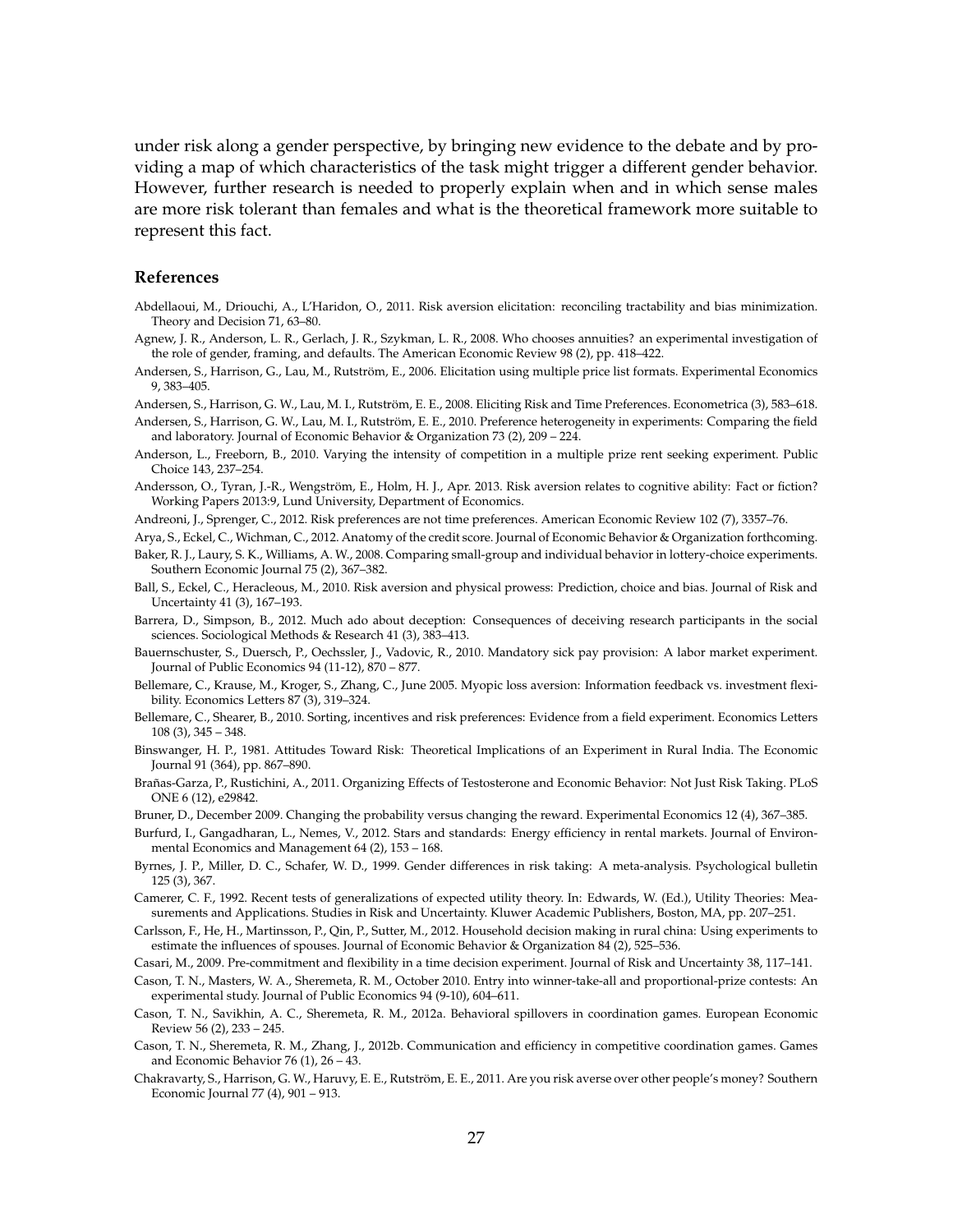under risk along a gender perspective, by bringing new evidence to the debate and by providing a map of which characteristics of the task might trigger a different gender behavior. However, further research is needed to properly explain when and in which sense males are more risk tolerant than females and what is the theoretical framework more suitable to represent this fact.

## References

Abdellaoui, M., Driouchi, A., L'Haridon, O., 2011. Risk aversion elicitation: reconciling tractability and bias minimization. Theory and Decision 71, 63–80.

Agnew, J. R., Anderson, L. R., Gerlach, J. R., Szykman, L. R., 2008. Who chooses annuities? an experimental investigation of the role of gender, framing, and defaults. The American Economic Review 98 (2), pp. 418–422.

Andersen, S., Harrison, G., Lau, M., Rutström, E., 2006. Elicitation using multiple price list formats. Experimental Economics 9, 383–405.

Andersen, S., Harrison, G. W., Lau, M. I., Rutström, E. E., 2008. Eliciting Risk and Time Preferences. Econometrica (3), 583–618.

Andersen, S., Harrison, G. W., Lau, M. I., Rutström, E. E., 2010. Preference heterogeneity in experiments: Comparing the field and laboratory. Journal of Economic Behavior & Organization 73 (2), 209 – 224.

Anderson, L., Freeborn, B., 2010. Varying the intensity of competition in a multiple prize rent seeking experiment. Public Choice 143, 237–254.

Andersson, O., Tyran, J.-R., Wengström, E., Holm, H. J., Apr. 2013. Risk aversion relates to cognitive ability: Fact or fiction? Working Papers 2013:9, Lund University, Department of Economics.

Andreoni, J., Sprenger, C., 2012. Risk preferences are not time preferences. American Economic Review 102 (7), 3357–76.

Arya, S., Eckel, C., Wichman, C., 2012. Anatomy of the credit score. Journal of Economic Behavior & Organization forthcoming.

Baker, R. J., Laury, S. K., Williams, A. W., 2008. Comparing small-group and individual behavior in lottery-choice experiments. Southern Economic Journal 75 (2), 367–382.

Ball, S., Eckel, C., Heracleous, M., 2010. Risk aversion and physical prowess: Prediction, choice and bias. Journal of Risk and Uncertainty 41 (3), 167–193.

Barrera, D., Simpson, B., 2012. Much ado about deception: Consequences of deceiving research participants in the social sciences. Sociological Methods & Research 41 (3), 383–413.

Bauernschuster, S., Duersch, P., Oechssler, J., Vadovic, R., 2010. Mandatory sick pay provision: A labor market experiment. Journal of Public Economics 94 (11-12), 870 – 877.

Bellemare, C., Krause, M., Kroger, S., Zhang, C., June 2005. Myopic loss aversion: Information feedback vs. investment flexibility. Economics Letters 87 (3), 319–324.

Bellemare, C., Shearer, B., 2010. Sorting, incentives and risk preferences: Evidence from a field experiment. Economics Letters 108 (3), 345 – 348.

Binswanger, H. P., 1981. Attitudes Toward Risk: Theoretical Implications of an Experiment in Rural India. The Economic Journal 91 (364), pp. 867–890.

Brañas-Garza, P., Rustichini, A., 2011. Organizing Effects of Testosterone and Economic Behavior: Not Just Risk Taking. PLoS ONE 6 (12), e29842.

Bruner, D., December 2009. Changing the probability versus changing the reward. Experimental Economics 12 (4), 367–385.

Burfurd, I., Gangadharan, L., Nemes, V., 2012. Stars and standards: Energy efficiency in rental markets. Journal of Environmental Economics and Management 64 (2), 153 – 168.

Byrnes, J. P., Miller, D. C., Schafer, W. D., 1999. Gender differences in risk taking: A meta-analysis. Psychological bulletin 125 (3), 367.

Camerer, C. F., 1992. Recent tests of generalizations of expected utility theory. In: Edwards, W. (Ed.), Utility Theories: Measurements and Applications. Studies in Risk and Uncertainty. Kluwer Academic Publishers, Boston, MA, pp. 207–251.

Carlsson, F., He, H., Martinsson, P., Qin, P., Sutter, M., 2012. Household decision making in rural china: Using experiments to estimate the influences of spouses. Journal of Economic Behavior & Organization 84 (2), 525–536.

Casari, M., 2009. Pre-commitment and flexibility in a time decision experiment. Journal of Risk and Uncertainty 38, 117–141.

Cason, T. N., Masters, W. A., Sheremeta, R. M., October 2010. Entry into winner-take-all and proportional-prize contests: An experimental study. Journal of Public Economics 94 (9-10), 604–611.

Cason, T. N., Savikhin, A. C., Sheremeta, R. M., 2012a. Behavioral spillovers in coordination games. European Economic Review 56 (2), 233 – 245.

Cason, T. N., Sheremeta, R. M., Zhang, J., 2012b. Communication and efficiency in competitive coordination games. Games and Economic Behavior 76 (1), 26 – 43.

Chakravarty, S., Harrison, G. W., Haruvy, E. E., Rutström, E. E., 2011. Are you risk averse over other people's money? Southern Economic Journal 77 (4), 901 – 913.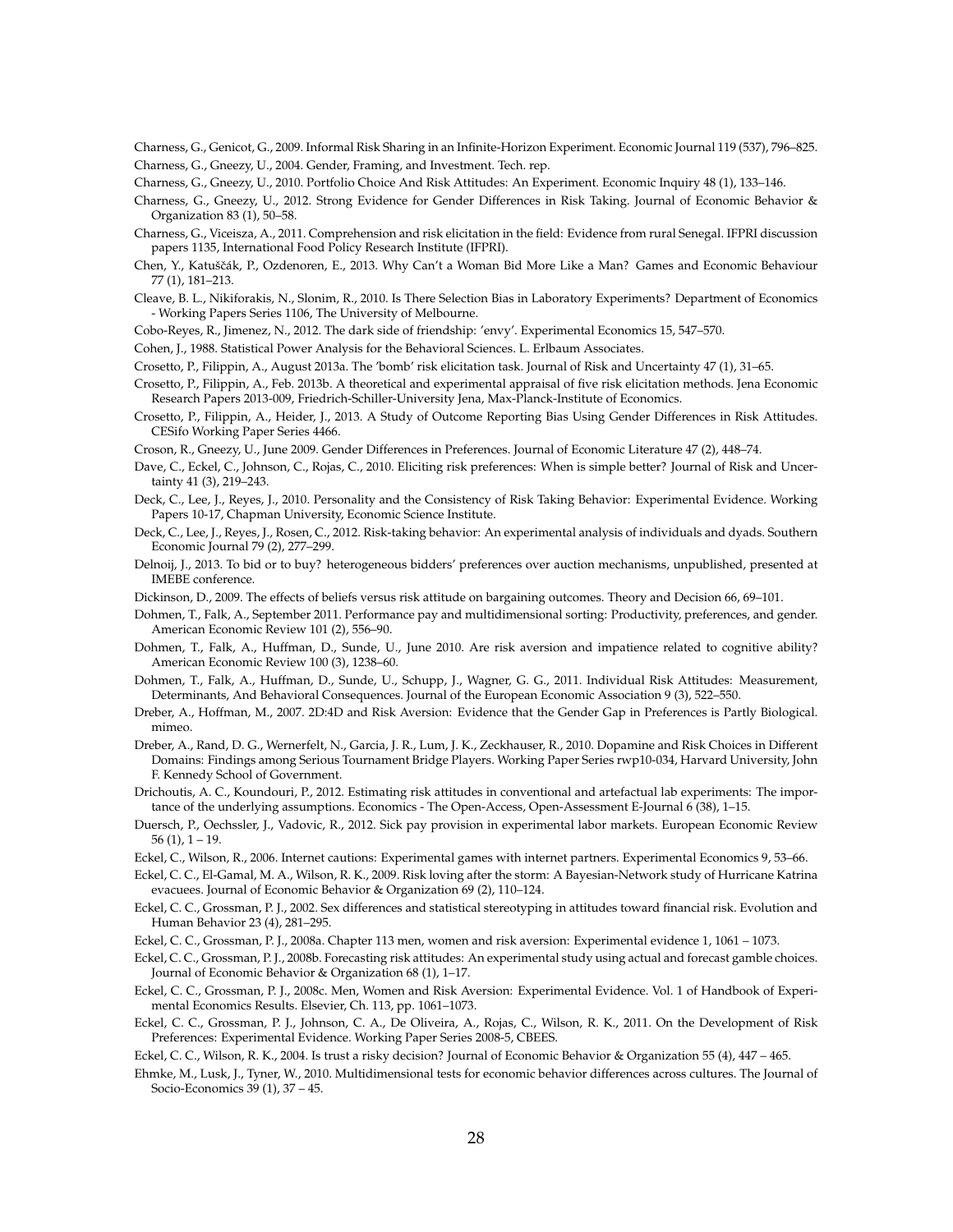Charness, G., Genicot, G., 2009. Informal Risk Sharing in an Infinite-Horizon Experiment. Economic Journal 119 (537), 796–825.

Charness, G., Gneezy, U., 2004. Gender, Framing, and Investment. Tech. rep.

Charness, G., Gneezy, U., 2010. Portfolio Choice And Risk Attitudes: An Experiment. Economic Inquiry 48 (1), 133–146.

Charness, G., Gneezy, U., 2012. Strong Evidence for Gender Differences in Risk Taking. Journal of Economic Behavior & Organization 83 (1), 50–58.

Charness, G., Viceisza, A., 2011. Comprehension and risk elicitation in the field: Evidence from rural Senegal. IFPRI discussion papers 1135, International Food Policy Research Institute (IFPRI).

Chen, Y., Katuščák, P., Ozdenoren, E., 2013. Why Can't a Woman Bid More Like a Man? Games and Economic Behaviour 77 (1), 181–213.

Cleave, B. L., Nikiforakis, N., Slonim, R., 2010. Is There Selection Bias in Laboratory Experiments? Department of Economics - Working Papers Series 1106, The University of Melbourne.

Cobo-Reyes, R., Jimenez, N., 2012. The dark side of friendship: 'envy'. Experimental Economics 15, 547–570.

Cohen, J., 1988. Statistical Power Analysis for the Behavioral Sciences. L. Erlbaum Associates.

Crosetto, P., Filippin, A., August 2013a. The 'bomb' risk elicitation task. Journal of Risk and Uncertainty 47 (1), 31–65.

Crosetto, P., Filippin, A., Feb. 2013b. A theoretical and experimental appraisal of five risk elicitation methods. Jena Economic Research Papers 2013-009, Friedrich-Schiller-University Jena, Max-Planck-Institute of Economics.

Crosetto, P., Filippin, A., Heider, J., 2013. A Study of Outcome Reporting Bias Using Gender Differences in Risk Attitudes. CESifo Working Paper Series 4466.

Croson, R., Gneezy, U., June 2009. Gender Differences in Preferences. Journal of Economic Literature 47 (2), 448–74.

Dave, C., Eckel, C., Johnson, C., Rojas, C., 2010. Eliciting risk preferences: When is simple better? Journal of Risk and Uncertainty 41 (3), 219–243.

Deck, C., Lee, J., Reyes, J., 2010. Personality and the Consistency of Risk Taking Behavior: Experimental Evidence. Working Papers 10-17, Chapman University, Economic Science Institute.

Deck, C., Lee, J., Reyes, J., Rosen, C., 2012. Risk-taking behavior: An experimental analysis of individuals and dyads. Southern Economic Journal 79 (2), 277–299.

Delnoij, J., 2013. To bid or to buy? heterogeneous bidders' preferences over auction mechanisms, unpublished, presented at IMEBE conference.

Dickinson, D., 2009. The effects of beliefs versus risk attitude on bargaining outcomes. Theory and Decision 66, 69–101.

Dohmen, T., Falk, A., September 2011. Performance pay and multidimensional sorting: Productivity, preferences, and gender. American Economic Review 101 (2), 556–90.

Dohmen, T., Falk, A., Huffman, D., Sunde, U., June 2010. Are risk aversion and impatience related to cognitive ability? American Economic Review 100 (3), 1238–60.

Dohmen, T., Falk, A., Huffman, D., Sunde, U., Schupp, J., Wagner, G. G., 2011. Individual Risk Attitudes: Measurement, Determinants, And Behavioral Consequences. Journal of the European Economic Association 9 (3), 522–550.

Dreber, A., Hoffman, M., 2007. 2D:4D and Risk Aversion: Evidence that the Gender Gap in Preferences is Partly Biological. mimeo.

Dreber, A., Rand, D. G., Wernerfelt, N., Garcia, J. R., Lum, J. K., Zeckhauser, R., 2010. Dopamine and Risk Choices in Different Domains: Findings among Serious Tournament Bridge Players. Working Paper Series rwp10-034, Harvard University, John F. Kennedy School of Government.

Drichoutis, A. C., Koundouri, P., 2012. Estimating risk attitudes in conventional and artefactual lab experiments: The importance of the underlying assumptions. Economics - The Open-Access, Open-Assessment E-Journal 6 (38), 1–15.

Duersch, P., Oechssler, J., Vadovic, R., 2012. Sick pay provision in experimental labor markets. European Economic Review 56 (1), 1 – 19.

Eckel, C., Wilson, R., 2006. Internet cautions: Experimental games with internet partners. Experimental Economics 9, 53–66.

Eckel, C. C., El-Gamal, M. A., Wilson, R. K., 2009. Risk loving after the storm: A Bayesian-Network study of Hurricane Katrina evacuees. Journal of Economic Behavior & Organization 69 (2), 110–124.

Eckel, C. C., Grossman, P. J., 2002. Sex differences and statistical stereotyping in attitudes toward financial risk. Evolution and Human Behavior 23 (4), 281–295.

Eckel, C. C., Grossman, P. J., 2008a. Chapter 113 men, women and risk aversion: Experimental evidence 1, 1061 – 1073.

Eckel, C. C., Grossman, P. J., 2008b. Forecasting risk attitudes: An experimental study using actual and forecast gamble choices. Journal of Economic Behavior & Organization 68 (1), 1–17.

Eckel, C. C., Grossman, P. J., 2008c. Men, Women and Risk Aversion: Experimental Evidence. Vol. 1 of Handbook of Experimental Economics Results. Elsevier, Ch. 113, pp. 1061–1073.

Eckel, C. C., Grossman, P. J., Johnson, C. A., De Oliveira, A., Rojas, C., Wilson, R. K., 2011. On the Development of Risk Preferences: Experimental Evidence. Working Paper Series 2008-5, CBEES.

Eckel, C. C., Wilson, R. K., 2004. Is trust a risky decision? Journal of Economic Behavior & Organization 55 (4), 447 – 465.

Ehmke, M., Lusk, J., Tyner, W., 2010. Multidimensional tests for economic behavior differences across cultures. The Journal of Socio-Economics 39 (1), 37 – 45.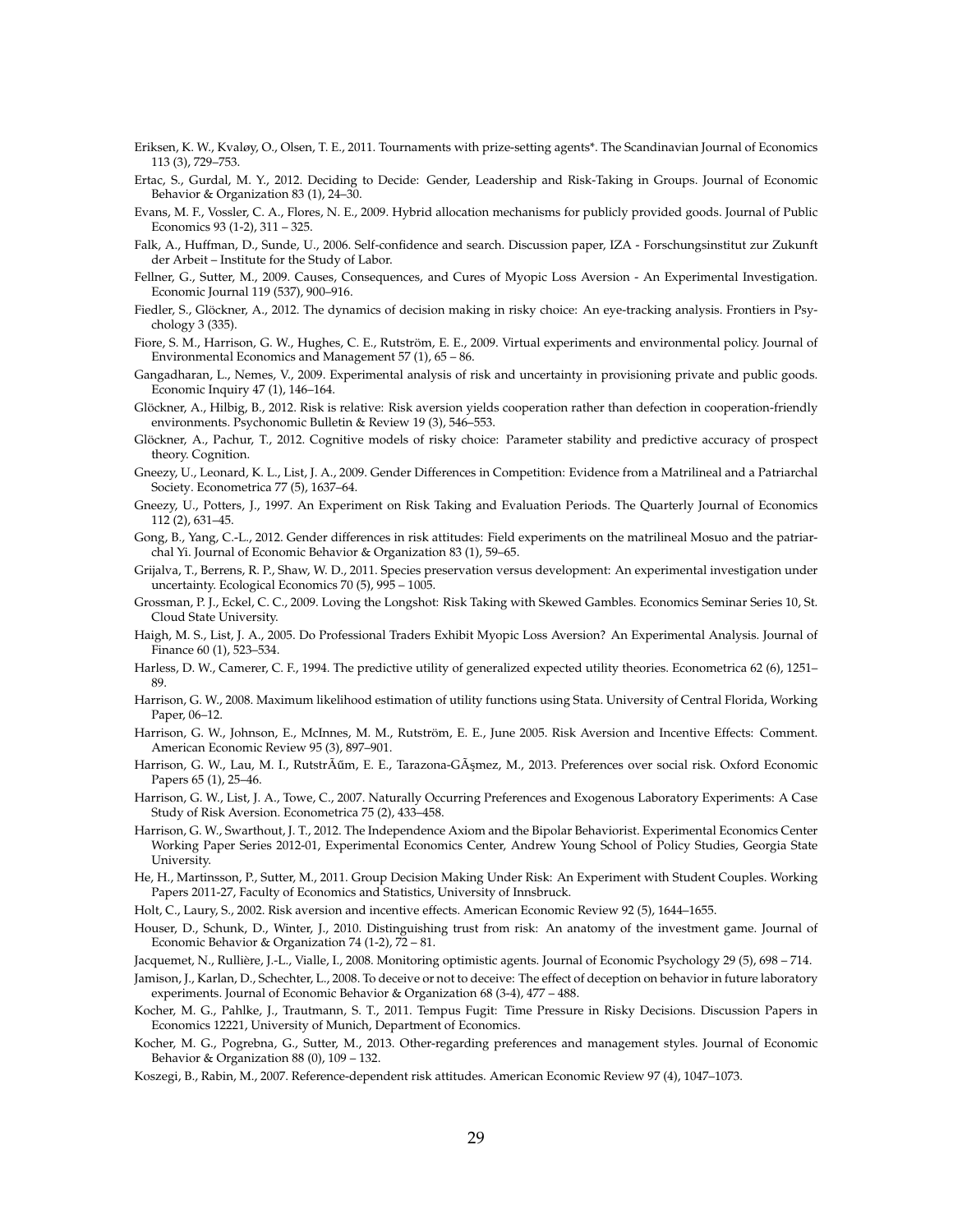Eriksen, K. W., Kvaløy, O., Olsen, T. E., 2011. Tournaments with prize-setting agents*. The Scandinavian Journal of Economics 113 (3), 729–753.

Ertac, S., Gurdal, M. Y., 2012. Deciding to Decide: Gender, Leadership and Risk-Taking in Groups. Journal of Economic Behavior & Organization 83 (1), 24–30.

Evans, M. F., Vossler, C. A., Flores, N. E., 2009. Hybrid allocation mechanisms for publicly provided goods. Journal of Public Economics 93 (1-2), 311 – 325.

Falk, A., Huffman, D., Sunde, U., 2006. Self-confidence and search. Discussion paper, IZA - Forschungsinstitut zur Zukunft der Arbeit – Institute for the Study of Labor.

Fellner, G., Sutter, M., 2009. Causes, Consequences, and Cures of Myopic Loss Aversion - An Experimental Investigation. Economic Journal 119 (537), 900–916.

Fiedler, S., Glöckner, A., 2012. The dynamics of decision making in risky choice: An eye-tracking analysis. Frontiers in Psychology 3 (335).

Fiore, S. M., Harrison, G. W., Hughes, C. E., Rutström, E. E., 2009. Virtual experiments and environmental policy. Journal of Environmental Economics and Management 57 (1), 65 – 86.

Gangadharan, L., Nemes, V., 2009. Experimental analysis of risk and uncertainty in provisioning private and public goods. Economic Inquiry 47 (1), 146–164.

Glöckner, A., Hilbig, B., 2012. Risk is relative: Risk aversion yields cooperation rather than defection in cooperation-friendly environments. Psychonomic Bulletin & Review 19 (3), 546–553.

Glöckner, A., Pachur, T., 2012. Cognitive models of risky choice: Parameter stability and predictive accuracy of prospect theory. Cognition.

Gneezy, U., Leonard, K. L., List, J. A., 2009. Gender Differences in Competition: Evidence from a Matrilineal and a Patriarchal Society. Econometrica 77 (5), 1637–64.

Gneezy, U., Potters, J., 1997. An Experiment on Risk Taking and Evaluation Periods. The Quarterly Journal of Economics 112 (2), 631–45.

Gong, B., Yang, C.-L., 2012. Gender differences in risk attitudes: Field experiments on the matrilineal Mosuo and the patriarchal Yi. Journal of Economic Behavior & Organization 83 (1), 59–65.

Grijalva, T., Berrens, R. P., Shaw, W. D., 2011. Species preservation versus development: An experimental investigation under uncertainty. Ecological Economics 70 (5), 995 – 1005.

Grossman, P. J., Eckel, C. C., 2009. Loving the Longshot: Risk Taking with Skewed Gambles. Economics Seminar Series 10, St. Cloud State University.

Haigh, M. S., List, J. A., 2005. Do Professional Traders Exhibit Myopic Loss Aversion? An Experimental Analysis. Journal of Finance 60 (1), 523–534.

Harless, D. W., Camerer, C. F., 1994. The predictive utility of generalized expected utility theories. Econometrica 62 (6), 1251–89.

Harrison, G. W., 2008. Maximum likelihood estimation of utility functions using Stata. University of Central Florida, Working Paper, 06–12.

Harrison, G. W., Johnson, E., McInnes, M. M., Rutström, E. E., June 2005. Risk Aversion and Incentive Effects: Comment. American Economic Review 95 (3), 897–901.

Harrison, G. W., Lau, M. I., RutstrÃűm, E. E., Tarazona-GÃşmez, M., 2013. Preferences over social risk. Oxford Economic Papers 65 (1), 25–46.

Harrison, G. W., List, J. A., Towe, C., 2007. Naturally Occurring Preferences and Exogenous Laboratory Experiments: A Case Study of Risk Aversion. Econometrica 75 (2), 433–458.

Harrison, G. W., Swarthout, J. T., 2012. The Independence Axiom and the Bipolar Behaviorist. Experimental Economics Center Working Paper Series 2012-01, Experimental Economics Center, Andrew Young School of Policy Studies, Georgia State University.

He, H., Martinsson, P., Sutter, M., 2011. Group Decision Making Under Risk: An Experiment with Student Couples. Working Papers 2011-27, Faculty of Economics and Statistics, University of Innsbruck.

Holt, C., Laury, S., 2002. Risk aversion and incentive effects. American Economic Review 92 (5), 1644–1655.

Houser, D., Schunk, D., Winter, J., 2010. Distinguishing trust from risk: An anatomy of the investment game. Journal of Economic Behavior & Organization 74 (1-2), 72 – 81.

Jacquemet, N., Rullière, J.-L., Vialle, I., 2008. Monitoring optimistic agents. Journal of Economic Psychology 29 (5), 698 – 714.

Jamison, J., Karlan, D., Schechter, L., 2008. To deceive or not to deceive: The effect of deception on behavior in future laboratory experiments. Journal of Economic Behavior & Organization 68 (3-4), 477 – 488.

Kocher, M. G., Pahlke, J., Trautmann, S. T., 2011. Tempus Fugit: Time Pressure in Risky Decisions. Discussion Papers in Economics 12221, University of Munich, Department of Economics.

Kocher, M. G., Pogrebna, G., Sutter, M., 2013. Other-regarding preferences and management styles. Journal of Economic Behavior & Organization 88 (0), 109 – 132.

Koszegi, B., Rabin, M., 2007. Reference-dependent risk attitudes. American Economic Review 97 (4), 1047–1073.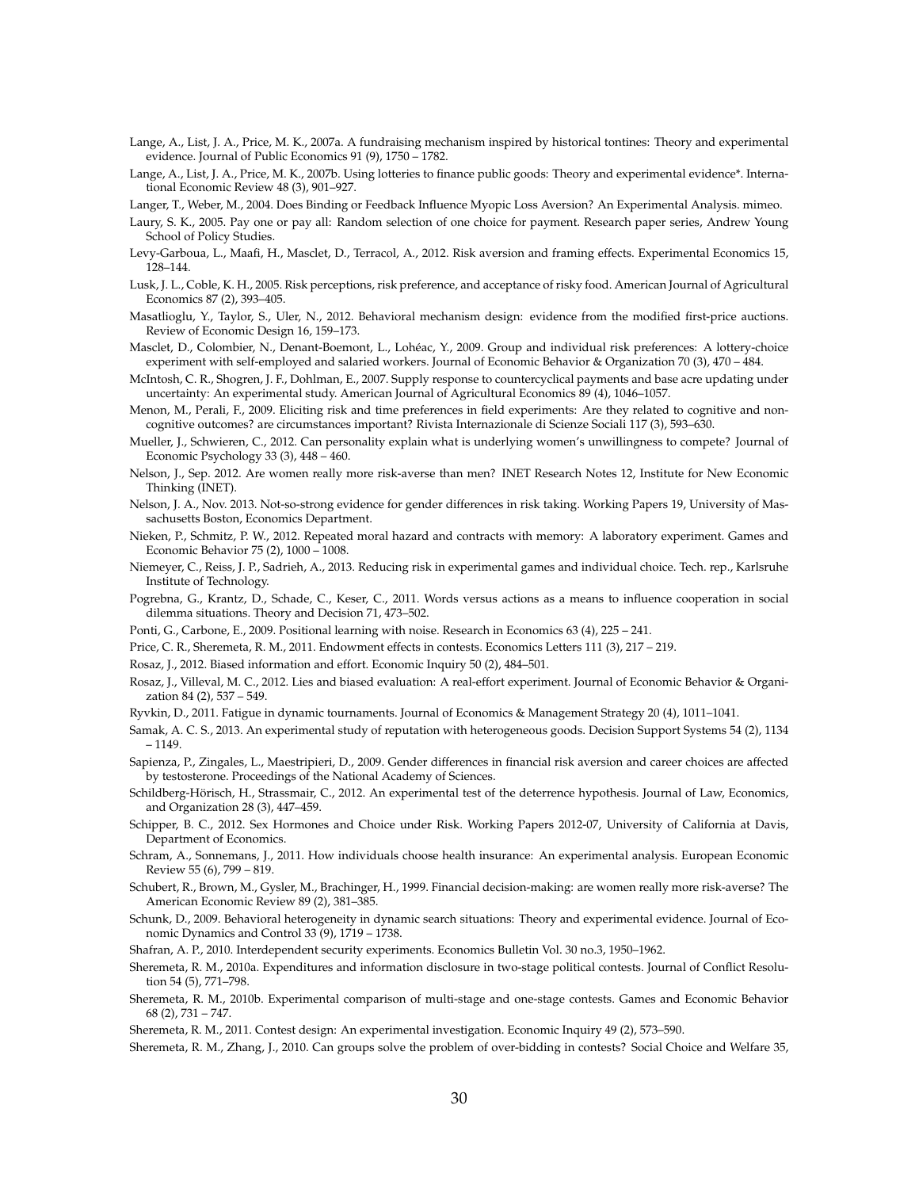Lange, A., List, J. A., Price, M. K., 2007a. A fundraising mechanism inspired by historical tontines: Theory and experimental evidence. Journal of Public Economics 91 (9), 1750 – 1782.

Lange, A., List, J. A., Price, M. K., 2007b. Using lotteries to finance public goods: Theory and experimental evidence*. International Economic Review 48 (3), 901–927.

Langer, T., Weber, M., 2004. Does Binding or Feedback Influence Myopic Loss Aversion? An Experimental Analysis. mimeo.

Laury, S. K., 2005. Pay one or pay all: Random selection of one choice for payment. Research paper series, Andrew Young School of Policy Studies.

Levy-Garboua, L., Maafi, H., Masclet, D., Terracol, A., 2012. Risk aversion and framing effects. Experimental Economics 15, 128–144.

Lusk, J. L., Coble, K. H., 2005. Risk perceptions, risk preference, and acceptance of risky food. American Journal of Agricultural Economics 87 (2), 393–405.

Masatlioglu, Y., Taylor, S., Uler, N., 2012. Behavioral mechanism design: evidence from the modified first-price auctions. Review of Economic Design 16, 159–173.

Masclet, D., Colombier, N., Denant-Boemont, L., Lohéac, Y., 2009. Group and individual risk preferences: A lottery-choice experiment with self-employed and salaried workers. Journal of Economic Behavior & Organization 70 (3), 470 – 484.

McIntosh, C. R., Shogren, J. F., Dohlman, E., 2007. Supply response to countercyclical payments and base acre updating under uncertainty: An experimental study. American Journal of Agricultural Economics 89 (4), 1046–1057.

Menon, M., Perali, F., 2009. Eliciting risk and time preferences in field experiments: Are they related to cognitive and non-cognitive outcomes? are circumstances important? Rivista Internazionale di Scienze Sociali 117 (3), 593–630.

Mueller, J., Schwieren, C., 2012. Can personality explain what is underlying women's unwillingness to compete? Journal of Economic Psychology 33 (3), 448 – 460.

Nelson, J., Sep. 2012. Are women really more risk-averse than men? INET Research Notes 12, Institute for New Economic Thinking (INET).

Nelson, J. A., Nov. 2013. Not-so-strong evidence for gender differences in risk taking. Working Papers 19, University of Massachusetts Boston, Economics Department.

Nieken, P., Schmitz, P. W., 2012. Repeated moral hazard and contracts with memory: A laboratory experiment. Games and Economic Behavior 75 (2), 1000 – 1008.

Niemeyer, C., Reiss, J. P., Sadrieh, A., 2013. Reducing risk in experimental games and individual choice. Tech. rep., Karlsruhe Institute of Technology.

Pogrebna, G., Krantz, D., Schade, C., Keser, C., 2011. Words versus actions as a means to influence cooperation in social dilemma situations. Theory and Decision 71, 473–502.

Ponti, G., Carbone, E., 2009. Positional learning with noise. Research in Economics 63 (4), 225 – 241.

Price, C. R., Sheremeta, R. M., 2011. Endowment effects in contests. Economics Letters 111 (3), 217 – 219.

Rosaz, J., 2012. Biased information and effort. Economic Inquiry 50 (2), 484–501.

Rosaz, J., Villeval, M. C., 2012. Lies and biased evaluation: A real-effort experiment. Journal of Economic Behavior & Organization 84 (2), 537 – 549.

Ryvkin, D., 2011. Fatigue in dynamic tournaments. Journal of Economics & Management Strategy 20 (4), 1011–1041.

Samak, A. C. S., 2013. An experimental study of reputation with heterogeneous goods. Decision Support Systems 54 (2), 1134 – 1149.

Sapienza, P., Zingales, L., Maestripieri, D., 2009. Gender differences in financial risk aversion and career choices are affected by testosterone. Proceedings of the National Academy of Sciences.

Schildberg-Hörisch, H., Strassmair, C., 2012. An experimental test of the deterrence hypothesis. Journal of Law, Economics, and Organization 28 (3), 447–459.

Schipper, B. C., 2012. Sex Hormones and Choice under Risk. Working Papers 2012-07, University of California at Davis, Department of Economics.

Schram, A., Sonnemans, J., 2011. How individuals choose health insurance: An experimental analysis. European Economic Review 55 (6), 799 – 819.

Schubert, R., Brown, M., Gysler, M., Brachinger, H., 1999. Financial decision-making: are women really more risk-averse? The American Economic Review 89 (2), 381–385.

Schunk, D., 2009. Behavioral heterogeneity in dynamic search situations: Theory and experimental evidence. Journal of Economic Dynamics and Control 33 (9), 1719 – 1738.

Shafran, A. P., 2010. Interdependent security experiments. Economics Bulletin Vol. 30 no.3, 1950–1962.

Sheremeta, R. M., 2010a. Expenditures and information disclosure in two-stage political contests. Journal of Conflict Resolution 54 (5), 771–798.

Sheremeta, R. M., 2010b. Experimental comparison of multi-stage and one-stage contests. Games and Economic Behavior 68 (2), 731 – 747.

Sheremeta, R. M., 2011. Contest design: An experimental investigation. Economic Inquiry 49 (2), 573–590.

Sheremeta, R. M., Zhang, J., 2010. Can groups solve the problem of over-bidding in contests? Social Choice and Welfare 35,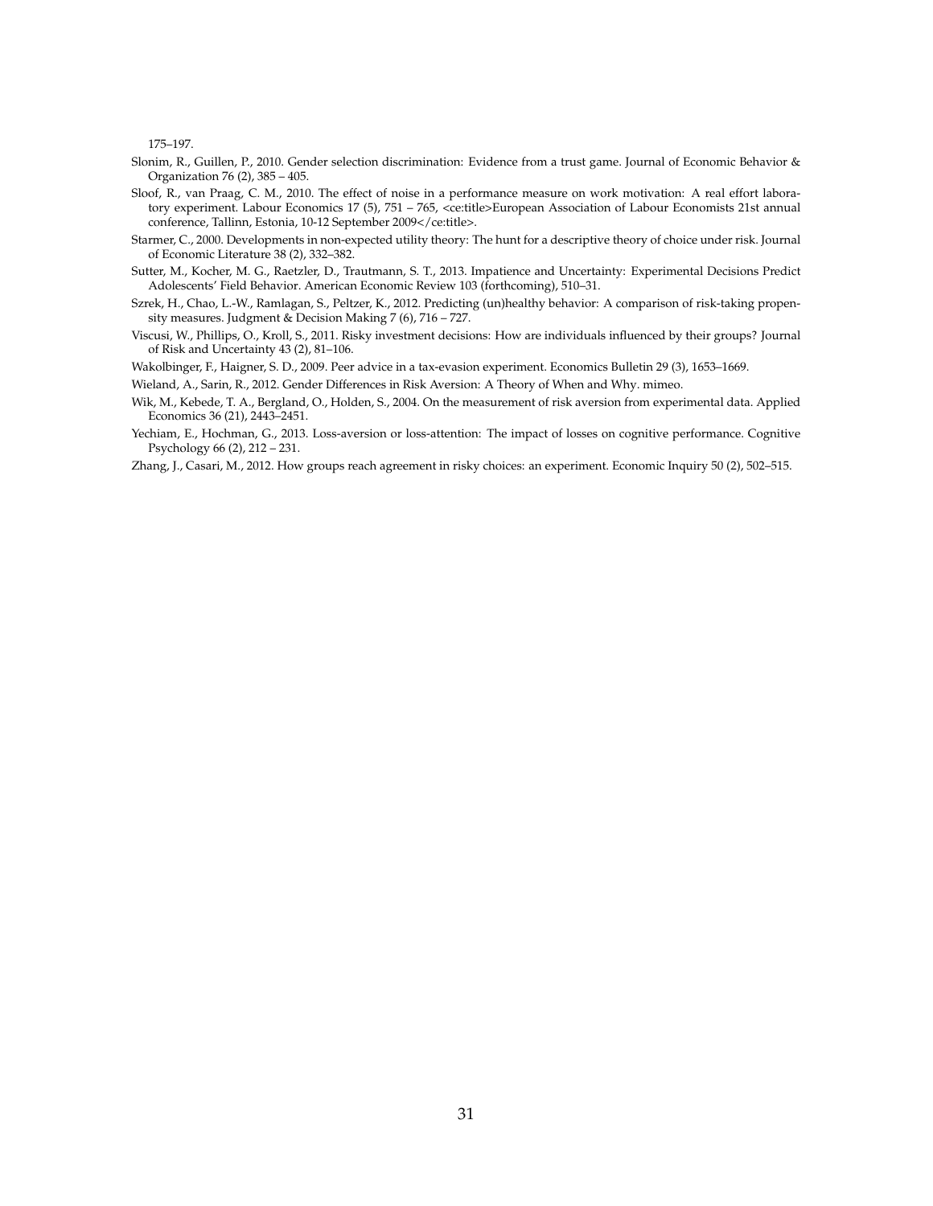175–197.

Slonim, R., Guillen, P., 2010. Gender selection discrimination: Evidence from a trust game. Journal of Economic Behavior & Organization 76 (2), 385 – 405.

Sloof, R., van Praag, C. M., 2010. The effect of noise in a performance measure on work motivation: A real effort laboratory experiment. Labour Economics 17 (5), 751 – 765, <ce:title>European Association of Labour Economists 21st annual conference, Tallinn, Estonia, 10-12 September 2009</ce:title>.

Starmer, C., 2000. Developments in non-expected utility theory: The hunt for a descriptive theory of choice under risk. Journal of Economic Literature 38 (2), 332–382.

Sutter, M., Kocher, M. G., Raetzler, D., Trautmann, S. T., 2013. Impatience and Uncertainty: Experimental Decisions Predict Adolescents' Field Behavior. American Economic Review 103 (forthcoming), 510–31.

Szrek, H., Chao, L.-W., Ramlagan, S., Peltzer, K., 2012. Predicting (un)healthy behavior: A comparison of risk-taking propensity measures. Judgment & Decision Making 7 (6), 716 – 727.

Viscusi, W., Phillips, O., Kroll, S., 2011. Risky investment decisions: How are individuals influenced by their groups? Journal of Risk and Uncertainty 43 (2), 81–106.

Wakolbinger, F., Haigner, S. D., 2009. Peer advice in a tax-evasion experiment. Economics Bulletin 29 (3), 1653–1669.

Wieland, A., Sarin, R., 2012. Gender Differences in Risk Aversion: A Theory of When and Why. mimeo.

Wik, M., Kebede, T. A., Bergland, O., Holden, S., 2004. On the measurement of risk aversion from experimental data. Applied Economics 36 (21), 2443–2451.

Yechiam, E., Hochman, G., 2013. Loss-aversion or loss-attention: The impact of losses on cognitive performance. Cognitive Psychology 66 (2), 212 – 231.

Zhang, J., Casari, M., 2012. How groups reach agreement in risky choices: an experiment. Economic Inquiry 50 (2), 502–515.